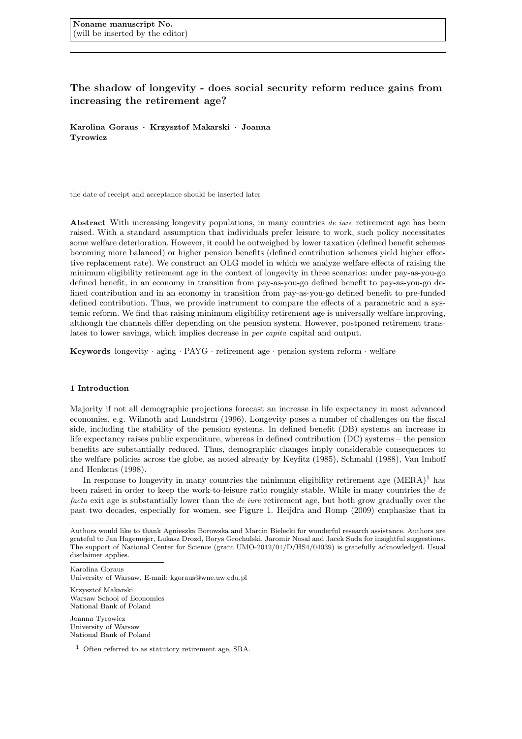Noname manuscript No.
(will be inserted by the editor)

# The shadow of longevity - does social security reform reduce gains from increasing the retirement age?

**Karolina Goraus · Krzysztof Makarski · Joanna Tyrowicz**

the date of receipt and acceptance should be inserted later

**Abstract** With increasing longevity populations, in many countries *de iure* retirement age has been raised. With a standard assumption that individuals prefer leisure to work, such policy necessitates some welfare deterioration. However, it could be outweighed by lower taxation (defined benefit schemes becoming more balanced) or higher pension benefits (defined contribution schemes yield higher effective replacement rate). We construct an OLG model in which we analyze welfare effects of raising the minimum eligibility retirement age in the context of longevity in three scenarios: under pay-as-you-go defined benefit, in an economy in transition from pay-as-you-go defined benefit to pay-as-you-go defined contribution and in an economy in transition from pay-as-you-go defined benefit to pre-funded defined contribution. Thus, we provide instrument to compare the effects of a parametric and a systemic reform. We find that raising minimum eligibility retirement age is universally welfare improving, although the channels differ depending on the pension system. However, postponed retirement translates to lower savings, which implies decrease in *per capita* capital and output.

**Keywords** longevity · aging · PAYG · retirement age · pension system reform · welfare

## 1 Introduction

Majority if not all demographic projections forecast an increase in life expectancy in most advanced economies, e.g. Wilmoth and Lundstrm (1996). Longevity poses a number of challenges on the fiscal side, including the stability of the pension systems. In defined benefit (DB) systems an increase in life expectancy raises public expenditure, whereas in defined contribution (DC) systems – the pension benefits are substantially reduced. Thus, demographic changes imply considerable consequences to the welfare policies across the globe, as noted already by Keyfitz (1985), Schmahl (1988), Van Imhoff and Henkens (1998).

In response to longevity in many countries the minimum eligibility retirement age (MERA)[1] has been raised in order to keep the work-to-leisure ratio roughly stable. While in many countries the *de facto* exit age is substantially lower than the *de iure* retirement age, but both grow gradually over the past two decades, especially for women, see Figure 1. Heijdra and Romp (2009) emphasize that in

---

Authors would like to thank Agnieszka Borowska and Marcin Bielecki for wonderful research assistance. Authors are grateful to Jan Hagemejer, Lukasz Drozd, Borys Grochulski, Jaromir Nosal and Jacek Suda for insightful suggestions. The support of National Center for Science (grant UMO-2012/01/D/HS4/04039) is gratefully acknowledged. Usual disclaimer applies.

Karolina Goraus
University of Warsaw, E-mail: kgoraus@wne.uw.edu.pl

Krzysztof Makarski
Warsaw School of Economics
National Bank of Poland

Joanna Tyrowicz
University of Warsaw
National Bank of Poland

[1] Often referred to as statutory retirement age, SRA.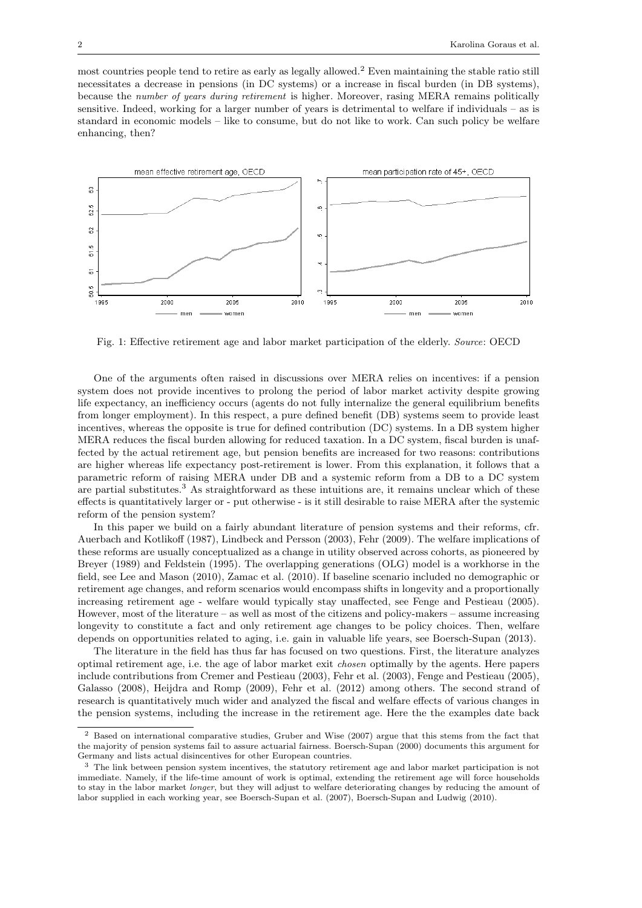most countries people tend to retire as early as legally allowed.[2] Even maintaining the stable ratio still necessitates a decrease in pensions (in DC systems) or a increase in fiscal burden (in DB systems), because the *number of years during retirement* is higher. Moreover, rasing MERA remains politically sensitive. Indeed, working for a larger number of years is detrimental to welfare if individuals – as is standard in economic models – like to consume, but do not like to work. Can such policy be welfare enhancing, then?

Fig. 1: Effective retirement age and labor market participation of the elderly. *Source*: OECD

One of the arguments often raised in discussions over MERA relies on incentives: if a pension system does not provide incentives to prolong the period of labor market activity despite growing life expectancy, an inefficiency occurs (agents do not fully internalize the general equilibrium benefits from longer employment). In this respect, a pure defined benefit (DB) systems seem to provide least incentives, whereas the opposite is true for defined contribution (DC) systems. In a DB system higher MERA reduces the fiscal burden allowing for reduced taxation. In a DC system, fiscal burden is unaffected by the actual retirement age, but pension benefits are increased for two reasons: contributions are higher whereas life expectancy post-retirement is lower. From this explanation, it follows that a parametric reform of raising MERA under DB and a systemic reform from a DB to a DC system are partial substitutes.[3] As straightforward as these intuitions are, it remains unclear which of these effects is quantitatively larger or - put otherwise - is it still desirable to raise MERA after the systemic reform of the pension system?

In this paper we build on a fairly abundant literature of pension systems and their reforms, cfr. Auerbach and Kotlikoff (1987), Lindbeck and Persson (2003), Fehr (2009). The welfare implications of these reforms are usually conceptualized as a change in utility observed across cohorts, as pioneered by Breyer (1989) and Feldstein (1995). The overlapping generations (OLG) model is a workhorse in the field, see Lee and Mason (2010), Zamac et al. (2010). If baseline scenario included no demographic or retirement age changes, and reform scenarios would encompass shifts in longevity and a proportionally increasing retirement age - welfare would typically stay unaffected, see Fenge and Pestieau (2005). However, most of the literature – as well as most of the citizens and policy-makers – assume increasing longevity to constitute a fact and only retirement age changes to be policy choices. Then, welfare depends on opportunities related to aging, i.e. gain in valuable life years, see Boersch-Supan (2013).

The literature in the field has thus far has focused on two questions. First, the literature analyzes optimal retirement age, i.e. the age of labor market exit *chosen* optimally by the agents. Here papers include contributions from Cremer and Pestieau (2003), Fehr et al. (2003), Fenge and Pestieau (2005), Galasso (2008), Heijdra and Romp (2009), Fehr et al. (2012) among others. The second strand of research is quantitatively much wider and analyzed the fiscal and welfare effects of various changes in the pension systems, including the increase in the retirement age. Here the the examples date back

[2] Based on international comparative studies, Gruber and Wise (2007) argue that this stems from the fact that the majority of pension systems fail to assure actuarial fairness. Boersch-Supan (2000) documents this argument for Germany and lists actual disincentives for other European countries.

[3] The link between pension system incentives, the statutory retirement age and labor market participation is not immediate. Namely, if the life-time amount of work is optimal, extending the retirement age will force households to stay in the labor market *longer*, but they will adjust to welfare deteriorating changes by reducing the amount of labor supplied in each working year, see Boersch-Supan et al. (2007), Boersch-Supan and Ludwig (2010).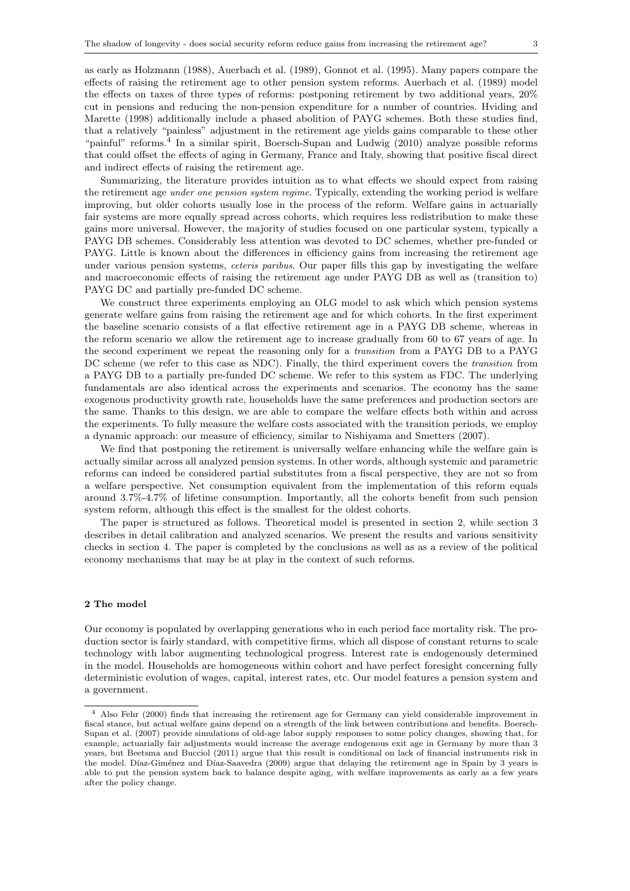as early as Holzmann (1988), Auerbach et al. (1989), Gonnot et al. (1995). Many papers compare the effects of raising the retirement age to other pension system reforms. Auerbach et al. (1989) model the effects on taxes of three types of reforms: postponing retirement by two additional years, 20% cut in pensions and reducing the non-pension expenditure for a number of countries. Hviding and Marette (1998) additionally include a phased abolition of PAYG schemes. Both these studies find, that a relatively "painless" adjustment in the retirement age yields gains comparable to these other "painful" reforms.[4] In a similar spirit, Boersch-Supan and Ludwig (2010) analyze possible reforms that could offset the effects of aging in Germany, France and Italy, showing that positive fiscal direct and indirect effects of raising the retirement age.

Summarizing, the literature provides intuition as to what effects we should expect from raising the retirement age *under one pension system regime*. Typically, extending the working period is welfare improving, but older cohorts usually lose in the process of the reform. Welfare gains in actuarially fair systems are more equally spread across cohorts, which requires less redistribution to make these gains more universal. However, the majority of studies focused on one particular system, typically a PAYG DB schemes. Considerably less attention was devoted to DC schemes, whether pre-funded or PAYG. Little is known about the differences in efficiency gains from increasing the retirement age under various pension systems, *ceteris paribus*. Our paper fills this gap by investigating the welfare and macroeconomic effects of raising the retirement age under PAYG DB as well as (transition to) PAYG DC and partially pre-funded DC scheme.

We construct three experiments employing an OLG model to ask which which pension systems generate welfare gains from raising the retirement age and for which cohorts. In the first experiment the baseline scenario consists of a flat effective retirement age in a PAYG DB scheme, whereas in the reform scenario we allow the retirement age to increase gradually from 60 to 67 years of age. In the second experiment we repeat the reasoning only for a *transition* from a PAYG DB to a PAYG DC scheme (we refer to this case as NDC). Finally, the third experiment covers the *transition* from a PAYG DB to a partially pre-funded DC scheme. We refer to this system as FDC. The underlying fundamentals are also identical across the experiments and scenarios. The economy has the same exogenous productivity growth rate, households have the same preferences and production sectors are the same. Thanks to this design, we are able to compare the welfare effects both within and across the experiments. To fully measure the welfare costs associated with the transition periods, we employ a dynamic approach: our measure of efficiency, similar to Nishiyama and Smetters (2007).

We find that postponing the retirement is universally welfare enhancing while the welfare gain is actually similar across all analyzed pension systems. In other words, although systemic and parametric reforms can indeed be considered partial substitutes from a fiscal perspective, they are not so from a welfare perspective. Net consumption equivalent from the implementation of this reform equals around 3.7%-4.7% of lifetime consumption. Importantly, all the cohorts benefit from such pension system reform, although this effect is the smallest for the oldest cohorts.

The paper is structured as follows. Theoretical model is presented in section 2, while section 3 describes in detail calibration and analyzed scenarios. We present the results and various sensitivity checks in section 4. The paper is completed by the conclusions as well as as a review of the political economy mechanisms that may be at play in the context of such reforms.

## 2 The model

Our economy is populated by overlapping generations who in each period face mortality risk. The production sector is fairly standard, with competitive firms, which all dispose of constant returns to scale technology with labor augmenting technological progress. Interest rate is endogenously determined in the model. Households are homogeneous within cohort and have perfect foresight concerning fully deterministic evolution of wages, capital, interest rates, etc. Our model features a pension system and a government.

[4] Also Fehr (2000) finds that increasing the retirement age for Germany can yield considerable improvement in fiscal stance, but actual welfare gains depend on a strength of the link between contributions and benefits. Boersch-Supan et al. (2007) provide simulations of old-age labor supply responses to some policy changes, showing that, for example, actuarially fair adjustments would increase the average endogenous exit age in Germany by more than 3 years, but Beetsma and Bucciol (2011) argue that this result is conditional on lack of financial instruments risk in the model. Díaz-Giménez and Díaz-Saavedra (2009) argue that delaying the retirement age in Spain by 3 years is able to put the pension system back to balance despite aging, with welfare improvements as early as a few years after the policy change.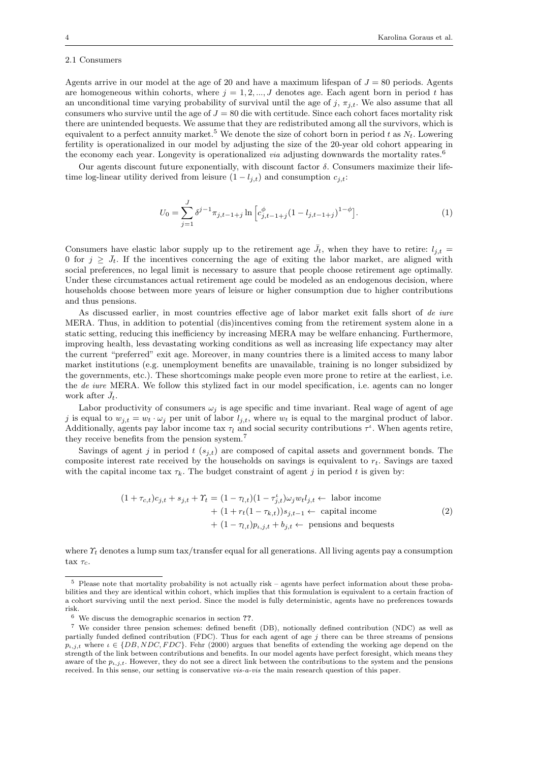### 2.1 Consumers

Agents arrive in our model at the age of 20 and have a maximum lifespan of $J = 80$ periods. Agents are homogeneous within cohorts, where $j = 1, 2, ..., J$ denotes age. Each agent born in period $t$ has an unconditional time varying probability of survival until the age of $j$, $\pi_{j,t}$. We also assume that all consumers who survive until the age of $J = 80$ die with certitude. Since each cohort faces mortality risk there are unintended bequests. We assume that they are redistributed among all the survivors, which is equivalent to a perfect annuity market.[5] We denote the size of cohort born in period $t$ as $N_t$. Lowering fertility is operationalized in our model by adjusting the size of the 20-year old cohort appearing in the economy each year. Longevity is operationalized *via* adjusting downwards the mortality rates.[6]

Our agents discount future exponentially, with discount factor $\delta$. Consumers maximize their lifetime log-linear utility derived from leisure $(1 - l_{j,t})$ and consumption $c_{j,t}$:

$$U_0 = \sum_{j=1}^{J} \delta^{j-1} \pi_{j,t-1+j} \ln \left[ c_{j,t-1+j}^{\phi} (1 - l_{j,t-1+j})^{1-\phi} \right]. \tag{1}$$

Consumers have elastic labor supply up to the retirement age $\bar{J}_t$, when they have to retire: $l_{j,t} = 0$ for $j \geq \bar{J}_t$. If the incentives concerning the age of exiting the labor market, are aligned with social preferences, no legal limit is necessary to assure that people choose retirement age optimally. Under these circumstances actual retirement age could be modeled as an endogenous decision, where households choose between more years of leisure or higher consumption due to higher contributions and thus pensions.

As discussed earlier, in most countries effective age of labor market exit falls short of *de iure* MERA. Thus, in addition to potential (dis)incentives coming from the retirement system alone in a static setting, reducing this inefficiency by increasing MERA may be welfare enhancing. Furthermore, improving health, less devastating working conditions as well as increasing life expectancy may alter the current "preferred" exit age. Moreover, in many countries there is a limited access to many labor market institutions (e.g. unemployment benefits are unavailable, training is no longer subsidized by the governments, etc.). These shortcomings make people even more prone to retire at the earliest, i.e. the *de iure* MERA. We follow this stylized fact in our model specification, i.e. agents can no longer work after $\bar{J}_t$.

Labor productivity of consumers $\omega_j$ is age specific and time invariant. Real wage of agent of age $j$ is equal to $w_{j,t} = w_t \cdot \omega_j$ per unit of labor $l_{j,t}$, where $w_t$ is equal to the marginal product of labor. Additionally, agents pay labor income tax $\tau_l$ and social security contributions $\tau^{\iota}$. When agents retire, they receive benefits from the pension system.[7]

Savings of agent $j$ in period $t$ ($s_{j,t}$) are composed of capital assets and government bonds. The composite interest rate received by the households on savings is equivalent to $r_t$. Savings are taxed with the capital income tax $\tau_k$. The budget constraint of agent $j$ in period $t$ is given by:

$$\begin{aligned}(1 + \tau_{c,t})c_{j,t} + s_{j,t} + \Upsilon_t = & (1 - \tau_{l,t})(1 - \tau^{\iota}_{j,t})\omega_j w_t l_{j,t} \leftarrow \text{ labor income} \\ & + (1 + r_t(1 - \tau_{k,t}))s_{j,t-1} \leftarrow \text{ capital income} \\ & + (1 - \tau_{l,t})p_{\iota,j,t} + b_{j,t} \leftarrow \text{ pensions and bequests}\end{aligned} \tag{2}$$

where $\Upsilon_t$ denotes a lump sum tax/transfer equal for all generations. All living agents pay a consumption tax $\tau_c$.

---

[5] Please note that mortality probability is not actually risk – agents have perfect information about these probabilities and they are identical within cohort, which implies that this formulation is equivalent to a certain fraction of a cohort surviving until the next period. Since the model is fully deterministic, agents have no preferences towards risk.

[6] We discuss the demographic scenarios in section ??.

[7] We consider three pension schemes: defined benefit (DB), notionally defined contribution (NDC) as well as partially funded defined contribution (FDC). Thus for each agent of age $j$ there can be three streams of pensions $p_{\iota,j,t}$ where $\iota \in \{DB, NDC, FDC\}$. Fehr (2000) argues that benefits of extending the working age depend on the strength of the link between contributions and benefits. In our model agents have perfect foresight, which means they aware of the $p_{\iota,j,t}$. However, they do not see a direct link between the contributions to the system and the pensions received. In this sense, our setting is conservative *vis-a-vis* the main research question of this paper.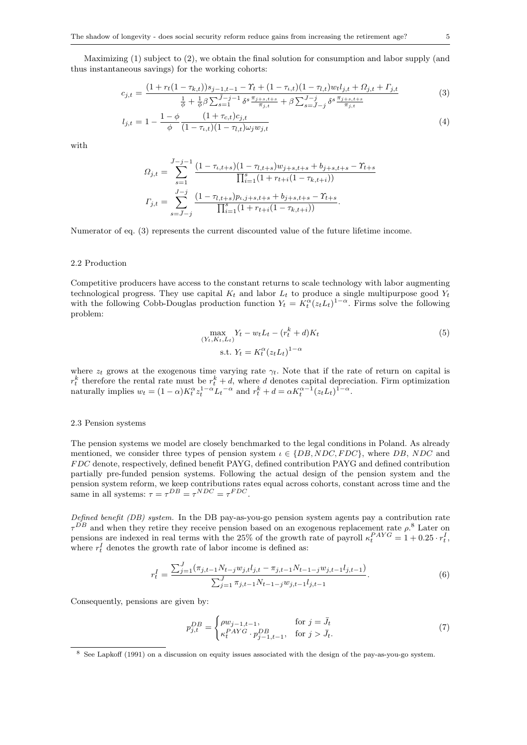Maximizing (1) subject to (2), we obtain the final solution for consumption and labor supply (and thus instantaneous savings) for the working cohorts:

$$c_{j,t} = \frac{(1 + r_t(1 - \tau_{k,t}))s_{j-1,t-1} - \Upsilon_t + (1 - \tau_{\iota,t})(1 - \tau_{l,t})w_t l_{j,t} + \Omega_{j,t} + \Gamma_{j,t}}{\frac{1}{\phi} + \frac{1}{\phi}\beta \sum_{s=1}^{\bar{J}-j-1} \delta^s \frac{\pi_{j+s,t+s}}{\pi_{j,t}} + \beta \sum_{s=\bar{J}-j}^{J-j} \delta^s \frac{\pi_{j+s,t+s}}{\pi_{j,t}}} \tag{3}$$

$$l_{j,t} = 1 - \frac{1-\phi}{\phi} \frac{(1 + \tau_{c,t})c_{j,t}}{(1 - \tau_{\iota,t})(1 - \tau_{l,t})\omega_j w_{j,t}} \tag{4}$$

with

$$\Omega_{j,t} = \sum_{s=1}^{\bar{J}-j-1} \frac{(1 - \tau_{\iota,t+s})(1 - \tau_{l,t+s})w_{j+s,t+s} + b_{j+s,t+s} - \Upsilon_{t+s}}{\prod_{i=1}^{s}(1 + r_{t+i}(1 - \tau_{k,t+i}))}$$

$$\Gamma_{j,t} = \sum_{s=\bar{J}-j}^{J-j} \frac{(1 - \tau_{l,t+s})p_{\iota,j+s,t+s} + b_{j+s,t+s} - \Upsilon_{t+s}}{\prod_{i=1}^{s}(1 + r_{t+i}(1 - \tau_{k,t+i}))}.$$

Numerator of eq. (3) represents the current discounted value of the future lifetime income.

### 2.2 Production

Competitive producers have access to the constant returns to scale technology with labor augmenting technological progress. They use capital $K_t$ and labor $L_t$ to produce a single multipurpose good $Y_t$ with the following Cobb-Douglas production function $Y_t = K_t^{\alpha}(z_t L_t)^{1-\alpha}$. Firms solve the following problem:

$$\max_{(Y_t, K_t, L_t)} Y_t - w_t L_t - (r_t^k + d)K_t \tag{5}$$
$$\text{s.t. } Y_t = K_t^{\alpha}(z_t L_t)^{1-\alpha}$$

where $z_t$ grows at the exogenous time varying rate $\gamma_t$. Note that if the rate of return on capital is $r_t^k$ therefore the rental rate must be $r_t^k + d$, where $d$ denotes capital depreciation. Firm optimization naturally implies $w_t = (1 - \alpha)K_t^{\alpha} z_t^{1-\alpha} L_t^{-\alpha}$ and $r_t^k + d = \alpha K_t^{\alpha-1}(z_t L_t)^{1-\alpha}$.

### 2.3 Pension systems

The pension systems we model are closely benchmarked to the legal conditions in Poland. As already mentioned, we consider three types of pension system $\iota \in \{DB, NDC, FDC\}$, where $DB$, $NDC$ and $FDC$ denote, respectively, defined benefit PAYG, defined contribution PAYG and defined contribution partially pre-funded pension systems. Following the actual design of the pension system and the pension system reform, we keep contributions rates equal across cohorts, constant across time and the same in all systems: $\tau = \tau^{DB} = \tau^{NDC} = \tau^{FDC}$.

*Defined benefit (DB) system.* In the DB pay-as-you-go pension system agents pay a contribution rate $\tau^{DB}$ and when they retire they receive pension based on an exogenous replacement rate $\rho$.[8] Later on pensions are indexed in real terms with the 25% of the growth rate of payroll $\kappa_t^{PAYG} = 1 + 0.25 \cdot r_t^I$, where $r_t^I$ denotes the growth rate of labor income is defined as:

$$r_t^I = \frac{\sum_{j=1}^{J}(\pi_{j,t-1}N_{t-j}w_{j,t}l_{j,t} - \pi_{j,t-1}N_{t-1-j}w_{j,t-1}l_{j,t-1})}{\sum_{j=1}^{J}\pi_{j,t-1}N_{t-1-j}w_{j,t-1}l_{j,t-1}}. \tag{6}$$

Consequently, pensions are given by:

$$p_{j,t}^{DB} = \begin{cases} \rho w_{j-1,t-1}, & \text{for } j = \bar{J}_t \\ \kappa_t^{PAYG} \cdot p_{j-1,t-1}^{DB}, & \text{for } j > \bar{J}_t. \end{cases} \tag{7}$$

[8] See Lapkoff (1991) on a discussion on equity issues associated with the design of the pay-as-you-go system.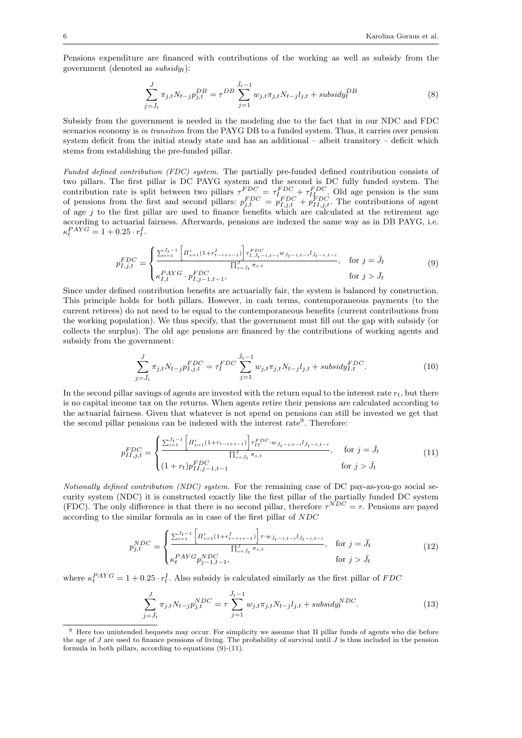Pensions expenditure are financed with contributions of the working as well as subsidy from the government (denoted as $subsidy_t$):

$$\sum_{j=\bar{J}_t}^{J} \pi_{j,t} N_{t-j} p_{j,t}^{DB} = \tau^{DB} \sum_{j=1}^{\bar{J}_t - 1} w_{j,t} \pi_{j,t} N_{t-j} l_{j,t} + subsidy_t^{DB} \tag{8}$$

Subsidy from the government is needed in the modeling due to the fact that in our NDC and FDC scenarios economy is *in transition* from the PAYG DB to a funded system. Thus, it carries over pension system deficit from the initial steady state and has an additional – albeit transitory – deficit which stems from establishing the pre-funded pillar.

*Funded defined contribution (FDC) system.* The partially pre-funded defined contribution consists of two pillars. The first pillar is DC PAYG system and the second is DC fully funded system. The contribution rate is split between two pillars $\tau^{FDC} = \tau_I^{FDC} + \tau_{II}^{FDC}$. Old age pension is the sum of pensions from the first and second pillars: $p_{j,t}^{FDC} = p_{I,j,t}^{FDC} + p_{II,j,t}^{FDC}$. The contributions of agent of age $j$ to the first pillar are used to finance benefits which are calculated at the retirement age according to actuarial fairness. Afterwards, pensions are indexed the same way as in DB PAYG, i.e. $\kappa_t^{PAYG} = 1 + 0.25 \cdot r_t^I$.

$$p_{I,j,t}^{FDC} = \begin{cases} \dfrac{\sum_{i=1}^{\bar{J}_t - 1} \left[ \Pi_{s=1}^{i} (1 + r_{t-i+s-1}^{I}) \right] \tau_{I,\bar{J}_t - i,t-i}^{FDC} w_{\bar{J}_t - i,t-i} l_{\bar{J}_t - i,t-i}}{\prod_{s=\bar{J}_t}^{J} \pi_{s,t}}, & \text{for } j = \bar{J}_t \\ \kappa_{I,t}^{PAYG} \cdot p_{I,j-1,t-1}^{FDC}, & \text{for } j > \bar{J}_t \end{cases} \tag{9}$$

Since under defined contribution benefits are actuarially fair, the system is balanced by construction. This principle holds for both pillars. However, in cash terms, contemporaneous payments (to the current retirees) do not need to be equal to the contemporaneous benefits (current contributions from the working population). We thus specify, that the government must fill out the gap with subsidy (or collects the surplus). The old age pensions are financed by the contributions of working agents and subsidy from the government:

$$\sum_{j=\bar{J}_t}^{J} \pi_{j,t} N_{t-j} p_{I,j,t}^{FDC} = \tau_I^{FDC} \sum_{j=1}^{\bar{J}_t - 1} w_{j,t} \pi_{j,t} N_{t-j} l_{j,t} + subsidy_{I,t}^{FDC}. \tag{10}$$

In the second pillar savings of agents are invested with the return equal to the interest rate $r_t$, but there is no capital income tax on the returns. When agents retire their pensions are calculated according to the actuarial fairness. Given that whatever is not spend on pensions can still be invested we get that the second pillar pensions can be indexed with the interest rate[9]. Therefore:

$$p_{II,j,t}^{FDC} = \begin{cases} \dfrac{\sum_{i=1}^{\bar{J}_t - 1} \left[ \Pi_{s=1}^{i} (1 + r_{t-i+s-1}) \right] \tau_{II}^{FDC} \cdot w_{\bar{J}_t - i,t-i} l_{\bar{J}_t - i,t-i}}{\prod_{s=\bar{J}_t}^{J} \pi_{s,t}}, & \text{for } j = \bar{J}_t \\ (1 + r_t) p_{II,j-1,t-1}^{FDC} & \text{for } j > \bar{J}_t \end{cases} \tag{11}$$

*Notionally defined contribution (NDC) system.* For the remaining case of DC pay-as-you-go social security system (NDC) it is constructed exactly like the first pillar of the partially funded DC system (FDC). The only difference is that there is no second pillar, therefore $\tau^{NDC} = \tau$. Pensions are payed according to the similar formula as in case of the first pillar of $NDC$

$$p_{j,t}^{NDC} = \begin{cases} \dfrac{\sum_{i=1}^{\bar{J}_t - 1} \left[ \Pi_{s=1}^{i} (1 + r_{t-i+s-1}^{I}) \right] \tau \cdot w_{\bar{J}_t - i,t-i} l_{\bar{J}_t - i,t-i}}{\prod_{s=\bar{J}_t}^{J} \pi_{s,t}}, & \text{for } j = \bar{J}_t \\ \kappa_t^{PAYG} p_{j-1,t-1}^{NDC}, & \text{for } j > \bar{J}_t \end{cases} \tag{12}$$

where $\kappa_t^{PAYG} = 1 + 0.25 \cdot r_t^I$. Also subsidy is calculated similarly as the first pillar of $FDC$

$$\sum_{j=\bar{J}_t}^{J} \pi_{j,t} N_{t-j} p_{j,t}^{NDC} = \tau \sum_{j=1}^{\bar{J}_t - 1} w_{j,t} \pi_{j,t} N_{t-j} l_{j,t} + subsidy_t^{NDC}. \tag{13}$$

[9] Here too unintended bequests may occur. For simplicity we assume that II pillar funds of agents who die before the age of $J$ are used to finance pensions of living. The probability of survival until $J$ is thus included in the pension formula in both pillars, according to equations (9)-(11).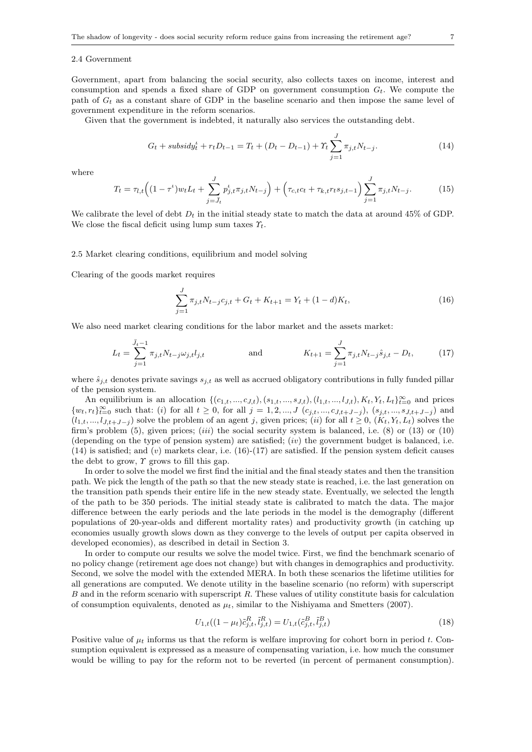### 2.4 Government

Government, apart from balancing the social security, also collects taxes on income, interest and consumption and spends a fixed share of GDP on government consumption $G_t$. We compute the path of $G_t$ as a constant share of GDP in the baseline scenario and then impose the same level of government expenditure in the reform scenarios.

Given that the government is indebted, it naturally also services the outstanding debt.

$$G_t + subsidy_t^{\iota} + r_t D_{t-1} = T_t + (D_t - D_{t-1}) + \Upsilon_t \sum_{j=1}^{J} \pi_{j,t} N_{t-j}. \tag{14}$$

where

$$T_t = \tau_{l,t}\Big((1-\tau^{\iota})w_t L_t + \sum_{j=\bar{J}_t}^{J} p_{j,t}^{\iota} \pi_{j,t} N_{t-j}\Big) + \Big(\tau_{c,t} c_t + \tau_{k,t} r_t s_{j,t-1}\Big) \sum_{j=1}^{J} \pi_{j,t} N_{t-j}. \tag{15}$$

We calibrate the level of debt $D_t$ in the initial steady state to match the data at around 45% of GDP. We close the fiscal deficit using lump sum taxes $\Upsilon_t$.

### 2.5 Market clearing conditions, equilibrium and model solving

Clearing of the goods market requires

$$\sum_{j=1}^{J} \pi_{j,t} N_{t-j} c_{j,t} + G_t + K_{t+1} = Y_t + (1-d)K_t, \tag{16}$$

We also need market clearing conditions for the labor market and the assets market:

$$L_t = \sum_{j=1}^{\bar{J}_t - 1} \pi_{j,t} N_{t-j} \omega_{j,t} l_{j,t} \qquad \text{and} \qquad K_{t+1} = \sum_{j=1}^{J} \pi_{j,t} N_{t-j} \hat{s}_{j,t} - D_t, \tag{17}$$

where $\hat{s}_{j,t}$ denotes private savings $s_{j,t}$ as well as accrued obligatory contributions in fully funded pillar of the pension system.

An equilibrium is an allocation $\{(c_{1,t}, ..., c_{J,t}), (s_{1,t}, ..., s_{J,t}), (l_{1,t}, ..., l_{J,t}), K_t, Y_t, L_t\}_{t=0}^{\infty}$ and prices $\{w_t, r_t\}_{t=0}^{\infty}$ such that: (*i*) for all $t \geq 0$, for all $j = 1, 2, ..., J$ $(c_{j,t}, ..., c_{J,t+J-j})$, $(s_{j,t}, ..., s_{J,t+J-j})$ and $(l_{1,t}, ..., l_{J,t+J-j})$ solve the problem of an agent $j$, given prices; (*ii*) for all $t \geq 0$, $(K_t, Y_t, L_t)$ solves the firm's problem (5), given prices; (*iii*) the social security system is balanced, i.e. (8) or (13) or (10) (depending on the type of pension system) are satisfied; (*iv*) the government budget is balanced, i.e. (14) is satisfied; and (*v*) markets clear, i.e. (16)-(17) are satisfied. If the pension system deficit causes the debt to grow, $\Upsilon$ grows to fill this gap.

In order to solve the model we first find the initial and the final steady states and then the transition path. We pick the length of the path so that the new steady state is reached, i.e. the last generation on the transition path spends their entire life in the new steady state. Eventually, we selected the length of the path to be 350 periods. The initial steady state is calibrated to match the data. The major difference between the early periods and the late periods in the model is the demography (different populations of 20-year-olds and different mortality rates) and productivity growth (in catching up economies usually growth slows down as they converge to the levels of output per capita observed in developed economies), as described in detail in Section 3.

In order to compute our results we solve the model twice. First, we find the benchmark scenario of no policy change (retirement age does not change) but with changes in demographics and productivity. Second, we solve the model with the extended MERA. In both these scenarios the lifetime utilities for all generations are computed. We denote utility in the baseline scenario (no reform) with superscript $B$ and in the reform scenario with superscript $R$. These values of utility constitute basis for calculation of consumption equivalents, denoted as $\mu_t$, similar to the Nishiyama and Smetters (2007).

$$U_{1,t}((1-\mu_t)\bar{c}_{j,t}^R, \bar{l}_{j,t}^R) = U_{1,t}(\bar{c}_{j,t}^B, \bar{l}_{j,t}^B) \tag{18}$$

Positive value of $\mu_t$ informs us that the reform is welfare improving for cohort born in period $t$. Consumption equivalent is expressed as a measure of compensating variation, i.e. how much the consumer would be willing to pay for the reform not to be reverted (in percent of permanent consumption).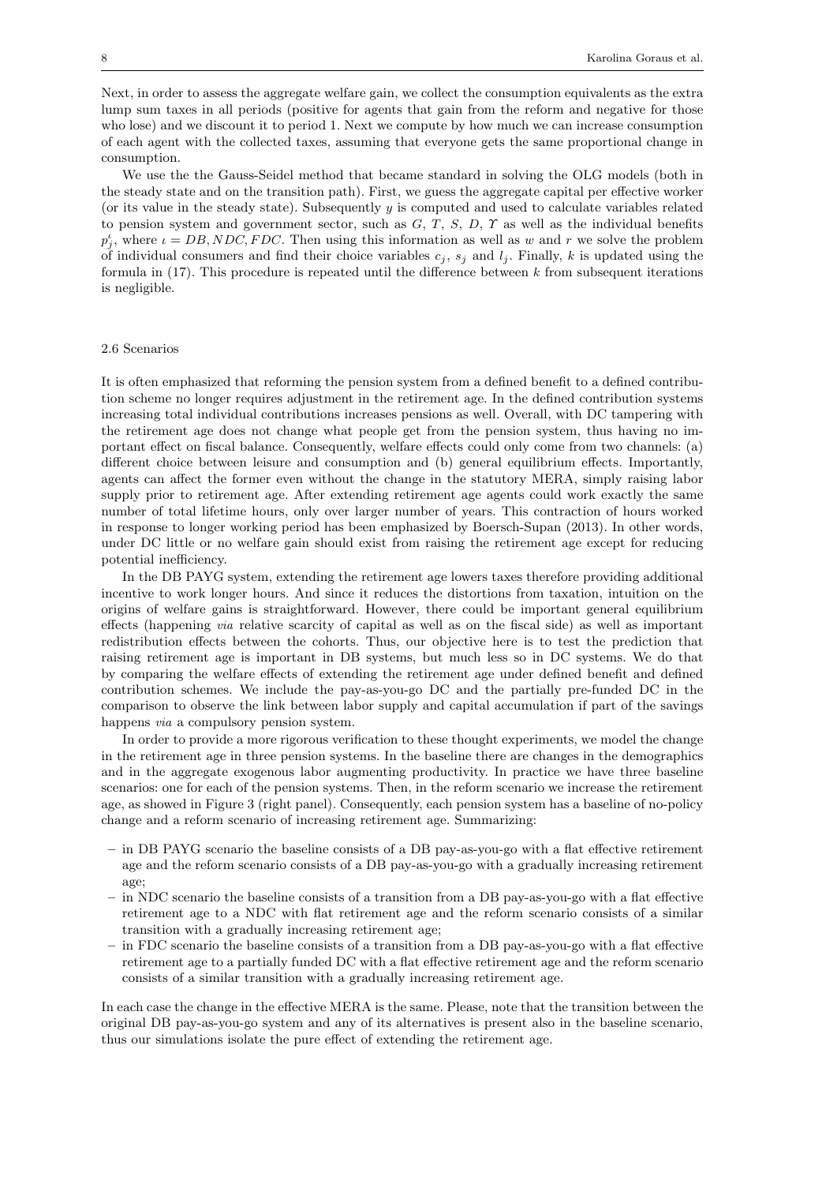Next, in order to assess the aggregate welfare gain, we collect the consumption equivalents as the extra lump sum taxes in all periods (positive for agents that gain from the reform and negative for those who lose) and we discount it to period 1. Next we compute by how much we can increase consumption of each agent with the collected taxes, assuming that everyone gets the same proportional change in consumption.

We use the the Gauss-Seidel method that became standard in solving the OLG models (both in the steady state and on the transition path). First, we guess the aggregate capital per effective worker (or its value in the steady state). Subsequently $y$ is computed and used to calculate variables related to pension system and government sector, such as $G$, $T$, $S$, $D$, $\Upsilon$ as well as the individual benefits $p_j^{\iota}$, where $\iota = DB, NDC, FDC$. Then using this information as well as $w$ and $r$ we solve the problem of individual consumers and find their choice variables $c_j$, $s_j$ and $l_j$. Finally, $k$ is updated using the formula in (17). This procedure is repeated until the difference between $k$ from subsequent iterations is negligible.

### 2.6 Scenarios

It is often emphasized that reforming the pension system from a defined benefit to a defined contribution scheme no longer requires adjustment in the retirement age. In the defined contribution systems increasing total individual contributions increases pensions as well. Overall, with DC tampering with the retirement age does not change what people get from the pension system, thus having no important effect on fiscal balance. Consequently, welfare effects could only come from two channels: (a) different choice between leisure and consumption and (b) general equilibrium effects. Importantly, agents can affect the former even without the change in the statutory MERA, simply raising labor supply prior to retirement age. After extending retirement age agents could work exactly the same number of total lifetime hours, only over larger number of years. This contraction of hours worked in response to longer working period has been emphasized by Boersch-Supan (2013). In other words, under DC little or no welfare gain should exist from raising the retirement age except for reducing potential inefficiency.

In the DB PAYG system, extending the retirement age lowers taxes therefore providing additional incentive to work longer hours. And since it reduces the distortions from taxation, intuition on the origins of welfare gains is straightforward. However, there could be important general equilibrium effects (happening *via* relative scarcity of capital as well as on the fiscal side) as well as important redistribution effects between the cohorts. Thus, our objective here is to test the prediction that raising retirement age is important in DB systems, but much less so in DC systems. We do that by comparing the welfare effects of extending the retirement age under defined benefit and defined contribution schemes. We include the pay-as-you-go DC and the partially pre-funded DC in the comparison to observe the link between labor supply and capital accumulation if part of the savings happens *via* a compulsory pension system.

In order to provide a more rigorous verification to these thought experiments, we model the change in the retirement age in three pension systems. In the baseline there are changes in the demographics and in the aggregate exogenous labor augmenting productivity. In practice we have three baseline scenarios: one for each of the pension systems. Then, in the reform scenario we increase the retirement age, as showed in Figure 3 (right panel). Consequently, each pension system has a baseline of no-policy change and a reform scenario of increasing retirement age. Summarizing:

- in DB PAYG scenario the baseline consists of a DB pay-as-you-go with a flat effective retirement age and the reform scenario consists of a DB pay-as-you-go with a gradually increasing retirement age;
- in NDC scenario the baseline consists of a transition from a DB pay-as-you-go with a flat effective retirement age to a NDC with flat retirement age and the reform scenario consists of a similar transition with a gradually increasing retirement age;
- in FDC scenario the baseline consists of a transition from a DB pay-as-you-go with a flat effective retirement age to a partially funded DC with a flat effective retirement age and the reform scenario consists of a similar transition with a gradually increasing retirement age.

In each case the change in the effective MERA is the same. Please, note that the transition between the original DB pay-as-you-go system and any of its alternatives is present also in the baseline scenario, thus our simulations isolate the pure effect of extending the retirement age.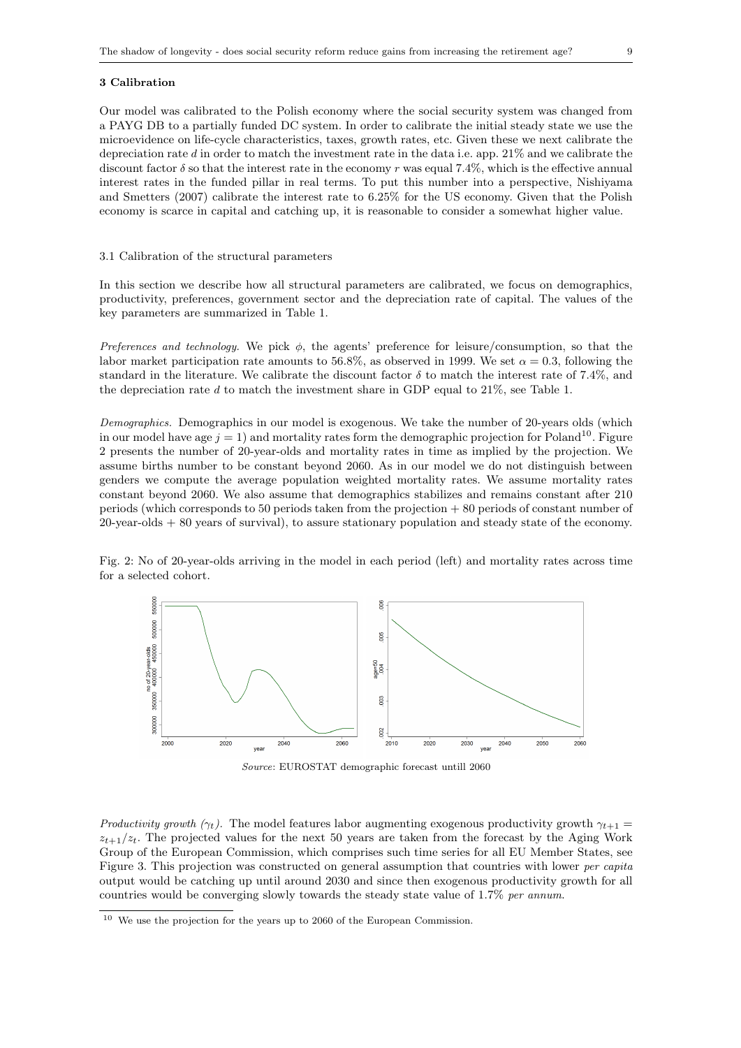### 3 Calibration

Our model was calibrated to the Polish economy where the social security system was changed from a PAYG DB to a partially funded DC system. In order to calibrate the initial steady state we use the microevidence on life-cycle characteristics, taxes, growth rates, etc. Given these we next calibrate the depreciation rate $d$ in order to match the investment rate in the data i.e. app. 21% and we calibrate the discount factor $\delta$ so that the interest rate in the economy $r$ was equal 7.4%, which is the effective annual interest rates in the funded pillar in real terms. To put this number into a perspective, Nishiyama and Smetters (2007) calibrate the interest rate to 6.25% for the US economy. Given that the Polish economy is scarce in capital and catching up, it is reasonable to consider a somewhat higher value.

#### 3.1 Calibration of the structural parameters

In this section we describe how all structural parameters are calibrated, we focus on demographics, productivity, preferences, government sector and the depreciation rate of capital. The values of the key parameters are summarized in Table 1.

*Preferences and technology.* We pick $\phi$, the agents' preference for leisure/consumption, so that the labor market participation rate amounts to 56.8%, as observed in 1999. We set $\alpha = 0.3$, following the standard in the literature. We calibrate the discount factor $\delta$ to match the interest rate of 7.4%, and the depreciation rate $d$ to match the investment share in GDP equal to 21%, see Table 1.

*Demographics.* Demographics in our model is exogenous. We take the number of 20-years olds (which in our model have age $j = 1$) and mortality rates form the demographic projection for Poland[10]. Figure 2 presents the number of 20-year-olds and mortality rates in time as implied by the projection. We assume births number to be constant beyond 2060. As in our model we do not distinguish between genders we compute the average population weighted mortality rates. We assume mortality rates constant beyond 2060. We also assume that demographics stabilizes and remains constant after 210 periods (which corresponds to 50 periods taken from the projection + 80 periods of constant number of 20-year-olds + 80 years of survival), to assure stationary population and steady state of the economy.

Fig. 2: No of 20-year-olds arriving in the model in each period (left) and mortality rates across time for a selected cohort.

*Source*: EUROSTAT demographic forecast untill 2060

*Productivity growth ($\gamma_t$).* The model features labor augmenting exogenous productivity growth $\gamma_{t+1} = z_{t+1}/z_t$. The projected values for the next 50 years are taken from the forecast by the Aging Work Group of the European Commission, which comprises such time series for all EU Member States, see Figure 3. This projection was constructed on general assumption that countries with lower *per capita* output would be catching up until around 2030 and since then exogenous productivity growth for all countries would be converging slowly towards the steady state value of 1.7% *per annum*.

[10] We use the projection for the years up to 2060 of the European Commission.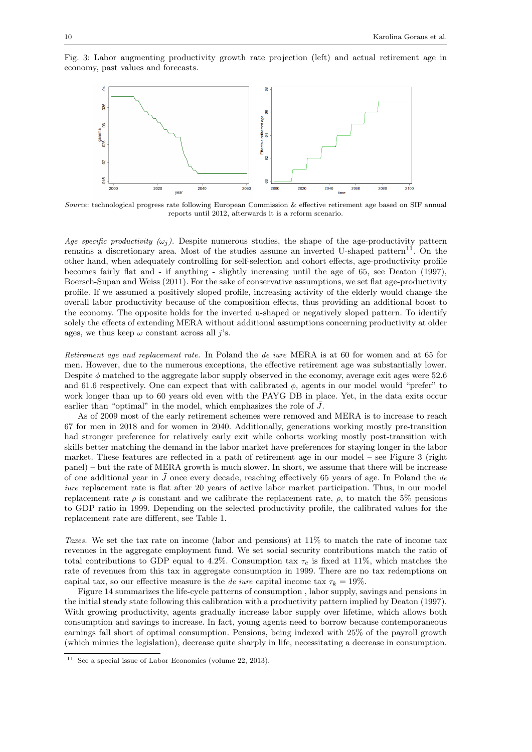Fig. 3: Labor augmenting productivity growth rate projection (left) and actual retirement age in economy, past values and forecasts.

*Source*: technological progress rate following European Commission & effective retirement age based on SIF annual reports until 2012, afterwards it is a reform scenario.

*Age specific productivity* ($\omega_j$). Despite numerous studies, the shape of the age-productivity pattern remains a discretionary area. Most of the studies assume an inverted U-shaped pattern[11]. On the other hand, when adequately controlling for self-selection and cohort effects, age-productivity profile becomes fairly flat and - if anything - slightly increasing until the age of 65, see Deaton (1997), Boersch-Supan and Weiss (2011). For the sake of conservative assumptions, we set flat age-productivity profile. If we assumed a positively sloped profile, increasing activity of the elderly would change the overall labor productivity because of the composition effects, thus providing an additional boost to the economy. The opposite holds for the inverted u-shaped or negatively sloped pattern. To identify solely the effects of extending MERA without additional assumptions concerning productivity at older ages, we thus keep $\omega$ constant across all $j$'s.

*Retirement age and replacement rate.* In Poland the *de iure* MERA is at 60 for women and at 65 for men. However, due to the numerous exceptions, the effective retirement age was substantially lower. Despite $\phi$ matched to the aggregate labor supply observed in the economy, average exit ages were 52.6 and 61.6 respectively. One can expect that with calibrated $\phi$, agents in our model would "prefer" to work longer than up to 60 years old even with the PAYG DB in place. Yet, in the data exits occur earlier than "optimal" in the model, which emphasizes the role of $\bar{J}$.

As of 2009 most of the early retirement schemes were removed and MERA is to increase to reach 67 for men in 2018 and for women in 2040. Additionally, generations working mostly pre-transition had stronger preference for relatively early exit while cohorts working mostly post-transition with skills better matching the demand in the labor market have preferences for staying longer in the labor market. These features are reflected in a path of retirement age in our model – see Figure 3 (right panel) – but the rate of MERA growth is much slower. In short, we assume that there will be increase of one additional year in $\bar{J}$ once every decade, reaching effectively 65 years of age. In Poland the *de iure* replacement rate is flat after 20 years of active labor market participation. Thus, in our model replacement rate $\rho$ is constant and we calibrate the replacement rate, $\rho$, to match the 5% pensions to GDP ratio in 1999. Depending on the selected productivity profile, the calibrated values for the replacement rate are different, see Table 1.

*Taxes.* We set the tax rate on income (labor and pensions) at 11% to match the rate of income tax revenues in the aggregate employment fund. We set social security contributions match the ratio of total contributions to GDP equal to 4.2%. Consumption tax $\tau_c$ is fixed at 11%, which matches the rate of revenues from this tax in aggregate consumption in 1999. There are no tax redemptions on capital tax, so our effective measure is the *de iure* capital income tax $\tau_k = 19\%$.

Figure 14 summarizes the life-cycle patterns of consumption , labor supply, savings and pensions in the initial steady state following this calibration with a productivity pattern implied by Deaton (1997). With growing productivity, agents gradually increase labor supply over lifetime, which allows both consumption and savings to increase. In fact, young agents need to borrow because contemporaneous earnings fall short of optimal consumption. Pensions, being indexed with 25% of the payroll growth (which mimics the legislation), decrease quite sharply in life, necessitating a decrease in consumption.

[11] See a special issue of Labor Economics (volume 22, 2013).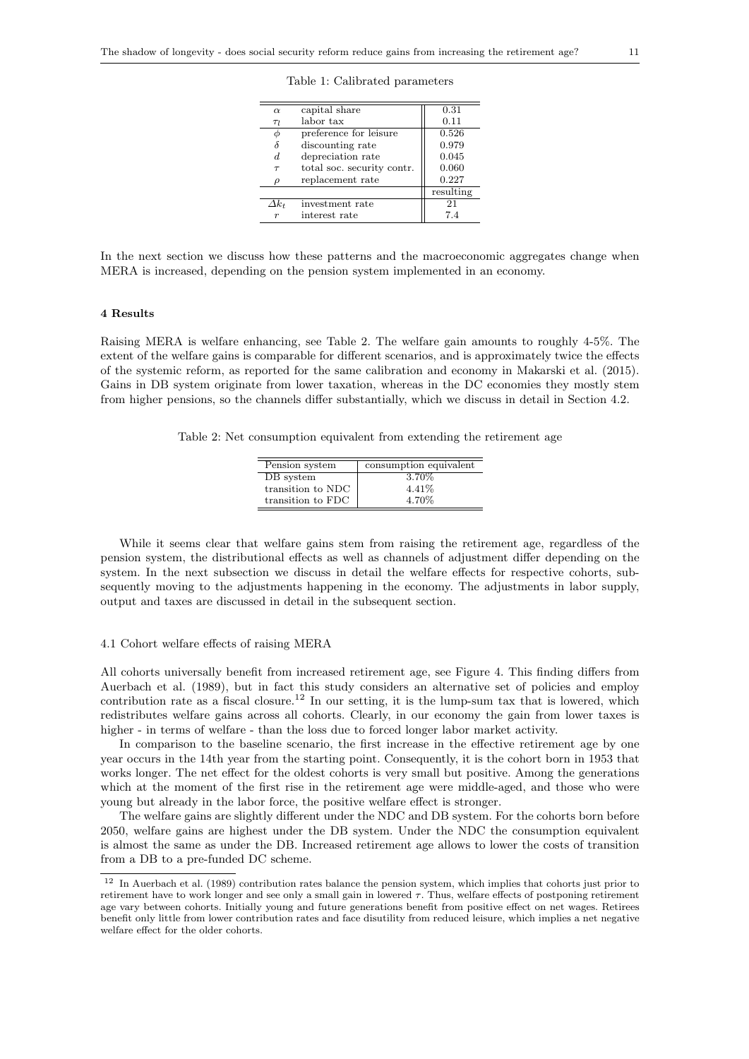Table 1: Calibrated parameters

| | | |
|---|---|---|
| $\alpha$ | capital share | 0.31 |
| $\tau_l$ | labor tax | 0.11 |
| $\phi$ | preference for leisure | 0.526 |
| $\delta$ | discounting rate | 0.979 |
| $d$ | depreciation rate | 0.045 |
| $\tau$ | total soc. security contr. | 0.060 |
| $\rho$ | replacement rate | 0.227 |
| | | resulting |
| $\Delta k_t$ | investment rate | 21 |
| $r$ | interest rate | 7.4 |

In the next section we discuss how these patterns and the macroeconomic aggregates change when MERA is increased, depending on the pension system implemented in an economy.

## 4 Results

Raising MERA is welfare enhancing, see Table 2. The welfare gain amounts to roughly 4-5%. The extent of the welfare gains is comparable for different scenarios, and is approximately twice the effects of the systemic reform, as reported for the same calibration and economy in Makarski et al. (2015). Gains in DB system originate from lower taxation, whereas in the DC economies they mostly stem from higher pensions, so the channels differ substantially, which we discuss in detail in Section 4.2.

Table 2: Net consumption equivalent from extending the retirement age

| Pension system | consumption equivalent |
|---|---|
| DB system | 3.70% |
| transition to NDC | 4.41% |
| transition to FDC | 4.70% |

While it seems clear that welfare gains stem from raising the retirement age, regardless of the pension system, the distributional effects as well as channels of adjustment differ depending on the system. In the next subsection we discuss in detail the welfare effects for respective cohorts, subsequently moving to the adjustments happening in the economy. The adjustments in labor supply, output and taxes are discussed in detail in the subsequent section.

### 4.1 Cohort welfare effects of raising MERA

All cohorts universally benefit from increased retirement age, see Figure 4. This finding differs from Auerbach et al. (1989), but in fact this study considers an alternative set of policies and employ contribution rate as a fiscal closure.[12] In our setting, it is the lump-sum tax that is lowered, which redistributes welfare gains across all cohorts. Clearly, in our economy the gain from lower taxes is higher - in terms of welfare - than the loss due to forced longer labor market activity.

In comparison to the baseline scenario, the first increase in the effective retirement age by one year occurs in the 14th year from the starting point. Consequently, it is the cohort born in 1953 that works longer. The net effect for the oldest cohorts is very small but positive. Among the generations which at the moment of the first rise in the retirement age were middle-aged, and those who were young but already in the labor force, the positive welfare effect is stronger.

The welfare gains are slightly different under the NDC and DB system. For the cohorts born before 2050, welfare gains are highest under the DB system. Under the NDC the consumption equivalent is almost the same as under the DB. Increased retirement age allows to lower the costs of transition from a DB to a pre-funded DC scheme.

[12] In Auerbach et al. (1989) contribution rates balance the pension system, which implies that cohorts just prior to retirement have to work longer and see only a small gain in lowered $\tau$. Thus, welfare effects of postponing retirement age vary between cohorts. Initially young and future generations benefit from positive effect on net wages. Retirees benefit only little from lower contribution rates and face disutility from reduced leisure, which implies a net negative welfare effect for the older cohorts.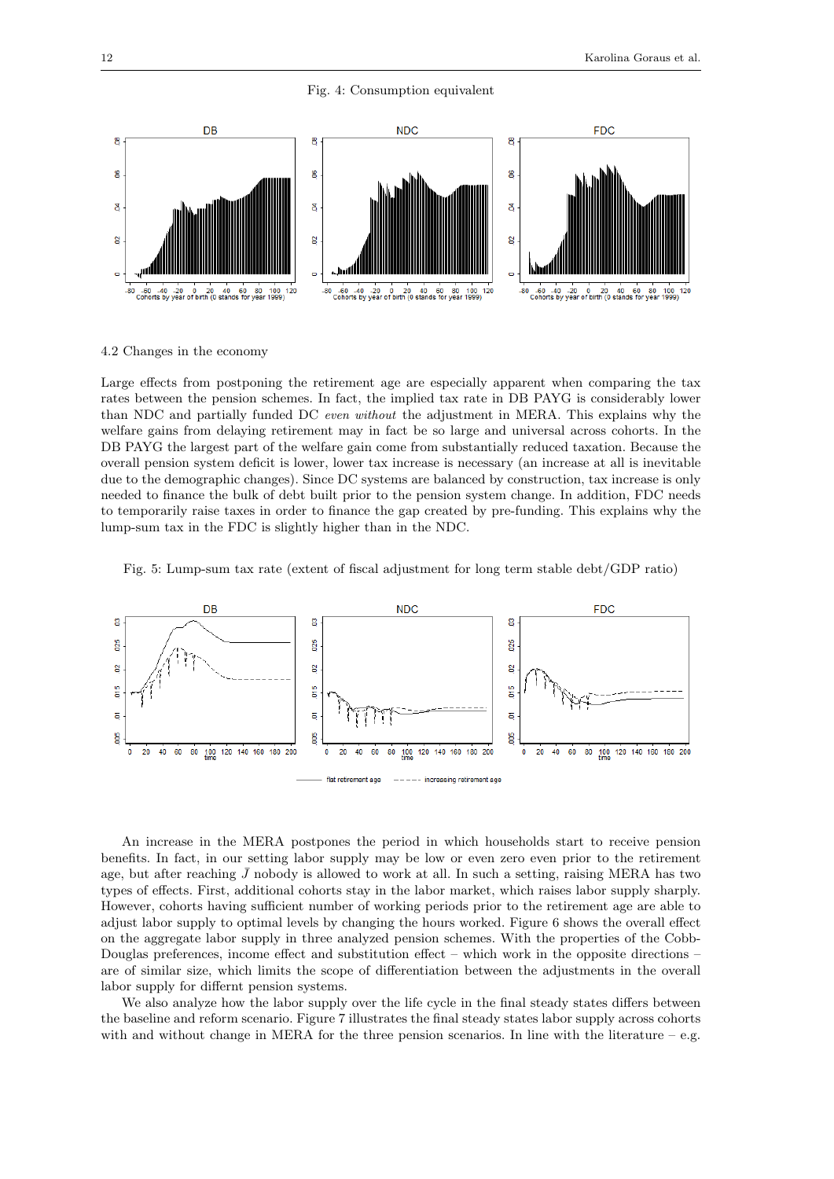Fig. 4: Consumption equivalent

## 4.2 Changes in the economy

Large effects from postponing the retirement age are especially apparent when comparing the tax rates between the pension schemes. In fact, the implied tax rate in DB PAYG is considerably lower than NDC and partially funded DC *even without* the adjustment in MERA. This explains why the welfare gains from delaying retirement may in fact be so large and universal across cohorts. In the DB PAYG the largest part of the welfare gain come from substantially reduced taxation. Because the overall pension system deficit is lower, lower tax increase is necessary (an increase at all is inevitable due to the demographic changes). Since DC systems are balanced by construction, tax increase is only needed to finance the bulk of debt built prior to the pension system change. In addition, FDC needs to temporarily raise taxes in order to finance the gap created by pre-funding. This explains why the lump-sum tax in the FDC is slightly higher than in the NDC.

Fig. 5: Lump-sum tax rate (extent of fiscal adjustment for long term stable debt/GDP ratio)

An increase in the MERA postpones the period in which households start to receive pension benefits. In fact, in our setting labor supply may be low or even zero even prior to the retirement age, but after reaching $\bar{J}$ nobody is allowed to work at all. In such a setting, raising MERA has two types of effects. First, additional cohorts stay in the labor market, which raises labor supply sharply. However, cohorts having sufficient number of working periods prior to the retirement age are able to adjust labor supply to optimal levels by changing the hours worked. Figure 6 shows the overall effect on the aggregate labor supply in three analyzed pension schemes. With the properties of the Cobb-Douglas preferences, income effect and substitution effect – which work in the opposite directions – are of similar size, which limits the scope of differentiation between the adjustments in the overall labor supply for differnt pension systems.

We also analyze how the labor supply over the life cycle in the final steady states differs between the baseline and reform scenario. Figure 7 illustrates the final steady states labor supply across cohorts with and without change in MERA for the three pension scenarios. In line with the literature – e.g.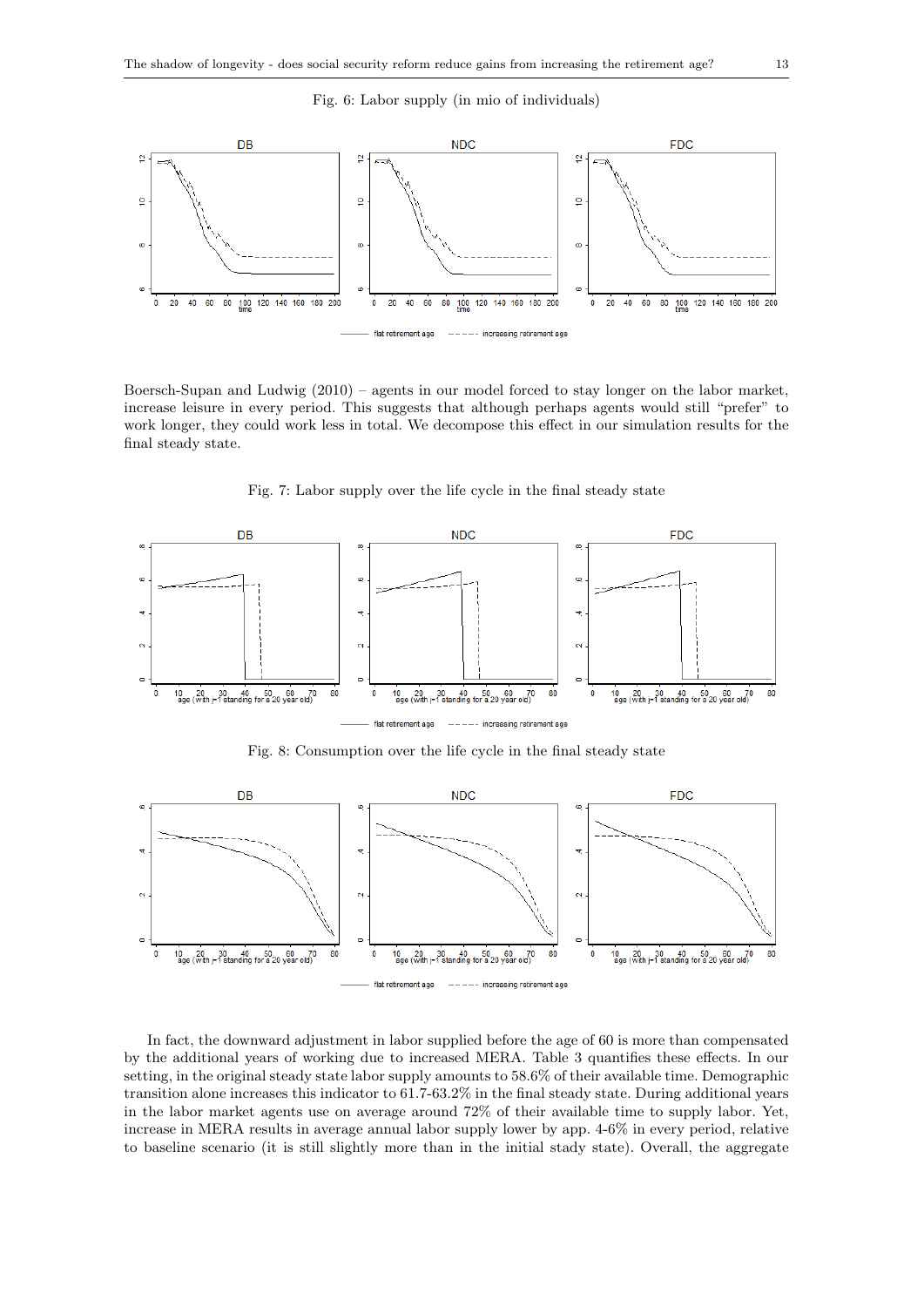Fig. 6: Labor supply (in mio of individuals)

Boersch-Supan and Ludwig (2010) – agents in our model forced to stay longer on the labor market, increase leisure in every period. This suggests that although perhaps agents would still "prefer" to work longer, they could work less in total. We decompose this effect in our simulation results for the final steady state.

Fig. 7: Labor supply over the life cycle in the final steady state

Fig. 8: Consumption over the life cycle in the final steady state

In fact, the downward adjustment in labor supplied before the age of 60 is more than compensated by the additional years of working due to increased MERA. Table 3 quantifies these effects. In our setting, in the original steady state labor supply amounts to 58.6% of their available time. Demographic transition alone increases this indicator to 61.7-63.2% in the final steady state. During additional years in the labor market agents use on average around 72% of their available time to supply labor. Yet, increase in MERA results in average annual labor supply lower by app. 4-6% in every period, relative to baseline scenario (it is still slightly more than in the initial stady state). Overall, the aggregate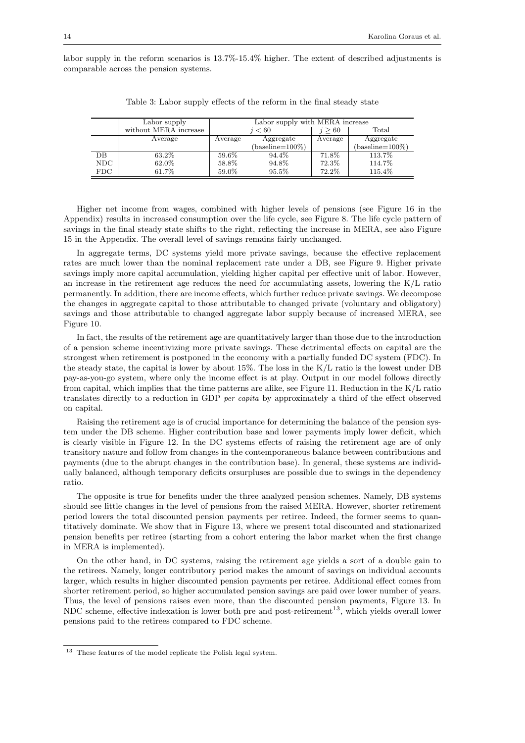labor supply in the reform scenarios is 13.7%-15.4% higher. The extent of described adjustments is comparable across the pension systems.

Table 3: Labor supply effects of the reform in the final steady state

| | Labor supply without MERA increase | Labor supply with MERA increase | | | |
|---|---|---|---|---|---|
| | | $j < 60$ | | $j \geq 60$ | Total |
| | Average | Average | Aggregate (baseline=100%) | Average | Aggregate (baseline=100%) |
| DB | 63.2% | 59.6% | 94.4% | 71.8% | 113.7% |
| NDC | 62.0% | 58.8% | 94.8% | 72.3% | 114.7% |
| FDC | 61.7% | 59.0% | 95.5% | 72.2% | 115.4% |

Higher net income from wages, combined with higher levels of pensions (see Figure 16 in the Appendix) results in increased consumption over the life cycle, see Figure 8. The life cycle pattern of savings in the final steady state shifts to the right, reflecting the increase in MERA, see also Figure 15 in the Appendix. The overall level of savings remains fairly unchanged.

In aggregate terms, DC systems yield more private savings, because the effective replacement rates are much lower than the nominal replacement rate under a DB, see Figure 9. Higher private savings imply more capital accumulation, yielding higher capital per effective unit of labor. However, an increase in the retirement age reduces the need for accumulating assets, lowering the K/L ratio permanently. In addition, there are income effects, which further reduce private savings. We decompose the changes in aggregate capital to those attributable to changed private (voluntary and obligatory) savings and those attributable to changed aggregate labor supply because of increased MERA, see Figure 10.

In fact, the results of the retirement age are quantitatively larger than those due to the introduction of a pension scheme incentivizing more private savings. These detrimental effects on capital are the strongest when retirement is postponed in the economy with a partially funded DC system (FDC). In the steady state, the capital is lower by about 15%. The loss in the K/L ratio is the lowest under DB pay-as-you-go system, where only the income effect is at play. Output in our model follows directly from capital, which implies that the time patterns are alike, see Figure 11. Reduction in the K/L ratio translates directly to a reduction in GDP *per capita* by approximately a third of the effect observed on capital.

Raising the retirement age is of crucial importance for determining the balance of the pension system under the DB scheme. Higher contribution base and lower payments imply lower deficit, which is clearly visible in Figure 12. In the DC systems effects of raising the retirement age are of only transitory nature and follow from changes in the contemporaneous balance between contributions and payments (due to the abrupt changes in the contribution base). In general, these systems are individually balanced, although temporary deficits orsurpluses are possible due to swings in the dependency ratio.

The opposite is true for benefits under the three analyzed pension schemes. Namely, DB systems should see little changes in the level of pensions from the raised MERA. However, shorter retirement period lowers the total discounted pension payments per retiree. Indeed, the former seems to quantitatively dominate. We show that in Figure 13, where we present total discounted and stationarized pension benefits per retiree (starting from a cohort entering the labor market when the first change in MERA is implemented).

On the other hand, in DC systems, raising the retirement age yields a sort of a double gain to the retirees. Namely, longer contributory period makes the amount of savings on individual accounts larger, which results in higher discounted pension payments per retiree. Additional effect comes from shorter retirement period, so higher accumulated pension savings are paid over lower number of years. Thus, the level of pensions raises even more, than the discounted pension payments, Figure 13. In NDC scheme, effective indexation is lower both pre and post-retirement[13], which yields overall lower pensions paid to the retirees compared to FDC scheme.

[13] These features of the model replicate the Polish legal system.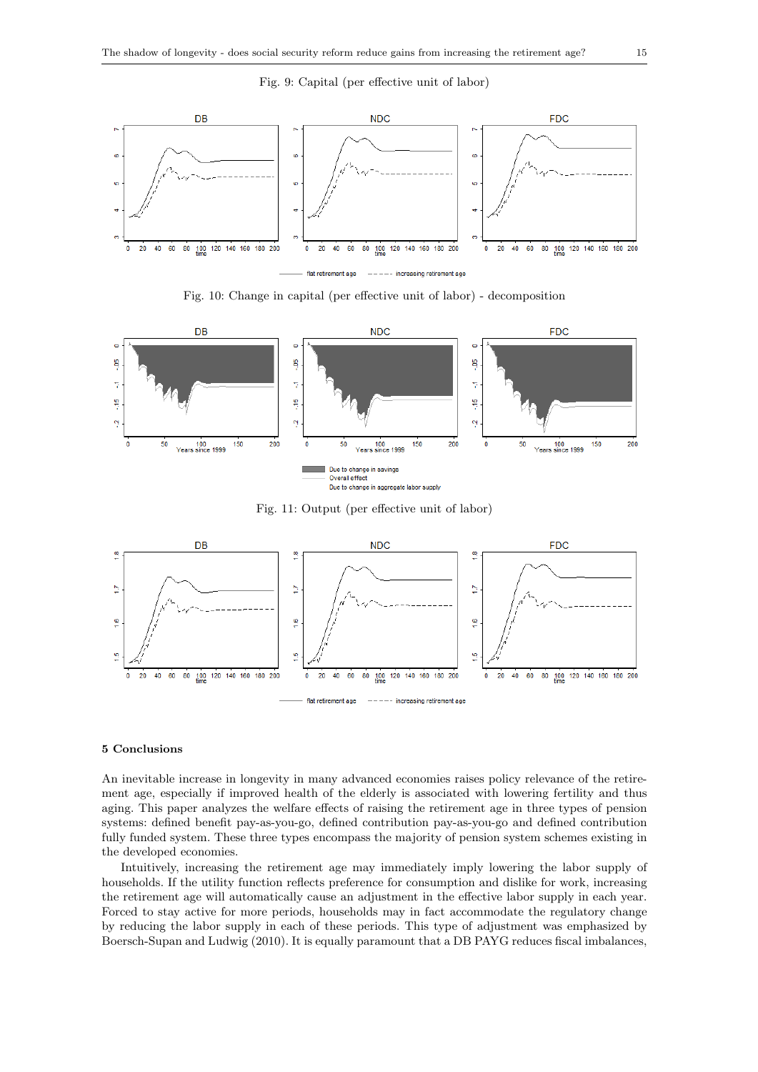Fig. 9: Capital (per effective unit of labor)

Fig. 10: Change in capital (per effective unit of labor) - decomposition

Fig. 11: Output (per effective unit of labor)

## 5 Conclusions

An inevitable increase in longevity in many advanced economies raises policy relevance of the retirement age, especially if improved health of the elderly is associated with lowering fertility and thus aging. This paper analyzes the welfare effects of raising the retirement age in three types of pension systems: defined benefit pay-as-you-go, defined contribution pay-as-you-go and defined contribution fully funded system. These three types encompass the majority of pension system schemes existing in the developed economies.

Intuitively, increasing the retirement age may immediately imply lowering the labor supply of households. If the utility function reflects preference for consumption and dislike for work, increasing the retirement age will automatically cause an adjustment in the effective labor supply in each year. Forced to stay active for more periods, households may in fact accommodate the regulatory change by reducing the labor supply in each of these periods. This type of adjustment was emphasized by Boersch-Supan and Ludwig (2010). It is equally paramount that a DB PAYG reduces fiscal imbalances,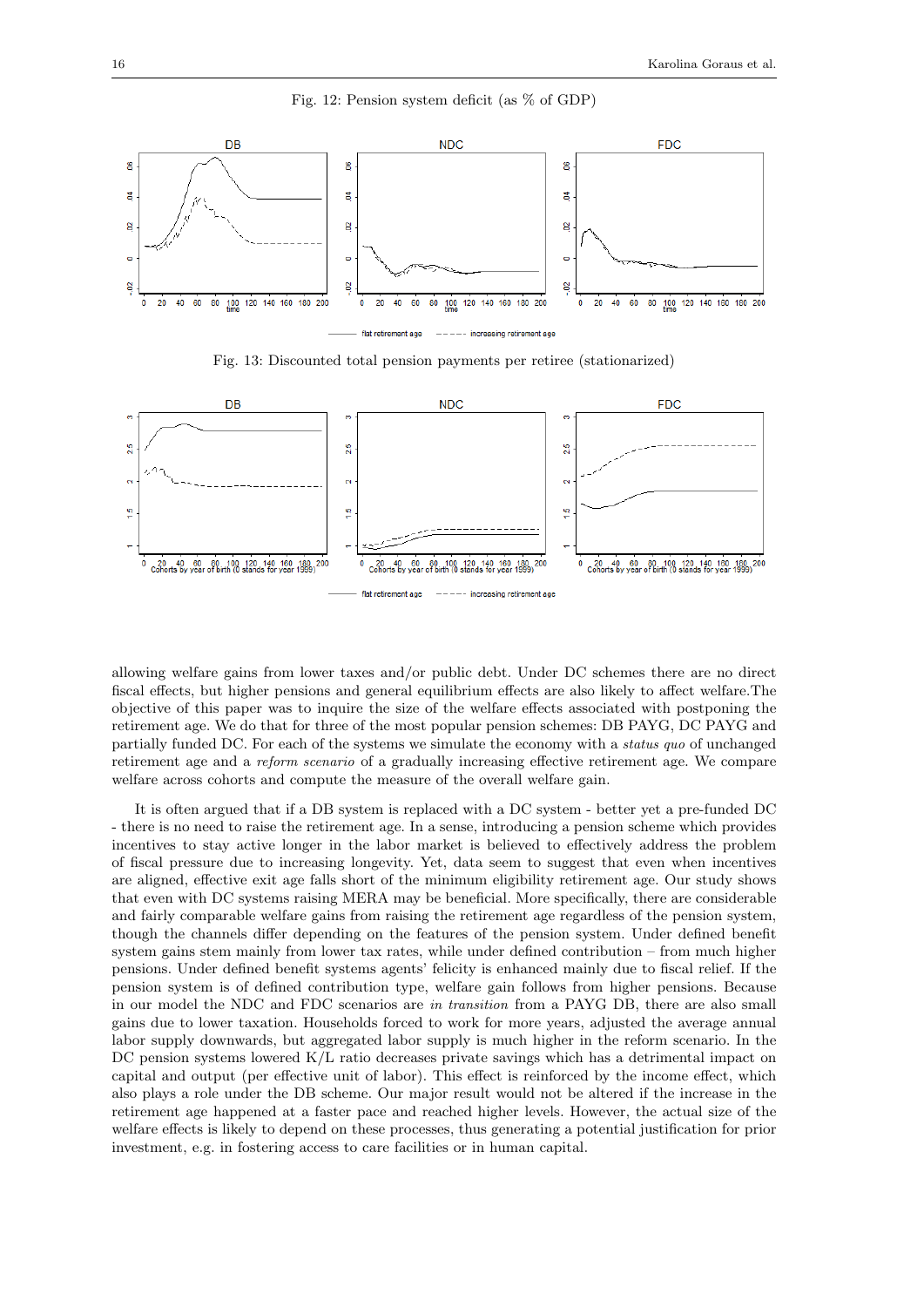Fig. 12: Pension system deficit (as % of GDP)

Fig. 13: Discounted total pension payments per retiree (stationarized)

allowing welfare gains from lower taxes and/or public debt. Under DC schemes there are no direct fiscal effects, but higher pensions and general equilibrium effects are also likely to affect welfare.The objective of this paper was to inquire the size of the welfare effects associated with postponing the retirement age. We do that for three of the most popular pension schemes: DB PAYG, DC PAYG and partially funded DC. For each of the systems we simulate the economy with a *status quo* of unchanged retirement age and a *reform scenario* of a gradually increasing effective retirement age. We compare welfare across cohorts and compute the measure of the overall welfare gain.

It is often argued that if a DB system is replaced with a DC system - better yet a pre-funded DC - there is no need to raise the retirement age. In a sense, introducing a pension scheme which provides incentives to stay active longer in the labor market is believed to effectively address the problem of fiscal pressure due to increasing longevity. Yet, data seem to suggest that even when incentives are aligned, effective exit age falls short of the minimum eligibility retirement age. Our study shows that even with DC systems raising MERA may be beneficial. More specifically, there are considerable and fairly comparable welfare gains from raising the retirement age regardless of the pension system, though the channels differ depending on the features of the pension system. Under defined benefit system gains stem mainly from lower tax rates, while under defined contribution – from much higher pensions. Under defined benefit systems agents' felicity is enhanced mainly due to fiscal relief. If the pension system is of defined contribution type, welfare gain follows from higher pensions. Because in our model the NDC and FDC scenarios are *in transition* from a PAYG DB, there are also small gains due to lower taxation. Households forced to work for more years, adjusted the average annual labor supply downwards, but aggregated labor supply is much higher in the reform scenario. In the DC pension systems lowered K/L ratio decreases private savings which has a detrimental impact on capital and output (per effective unit of labor). This effect is reinforced by the income effect, which also plays a role under the DB scheme. Our major result would not be altered if the increase in the retirement age happened at a faster pace and reached higher levels. However, the actual size of the welfare effects is likely to depend on these processes, thus generating a potential justification for prior investment, e.g. in fostering access to care facilities or in human capital.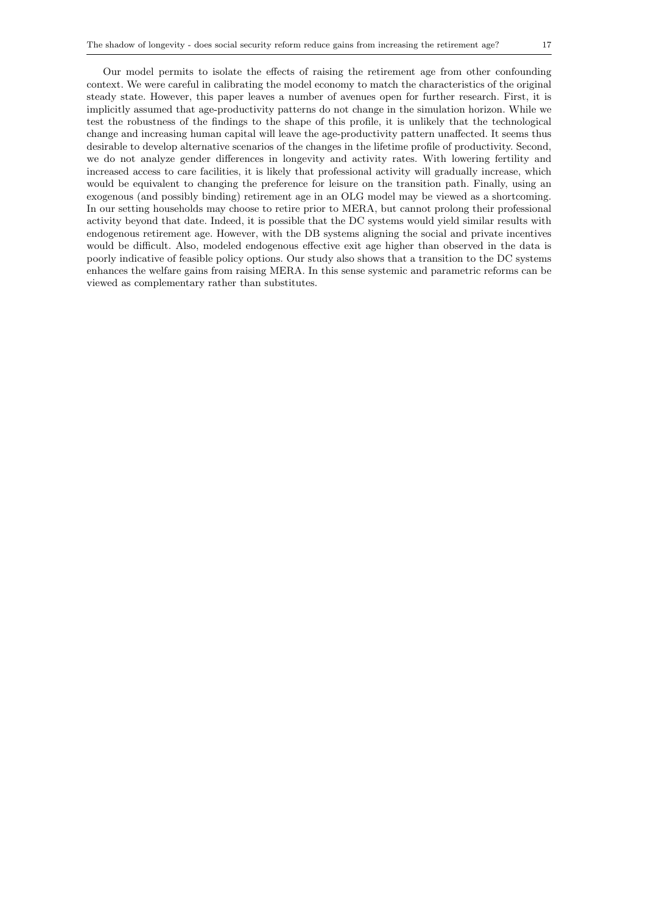Our model permits to isolate the effects of raising the retirement age from other confounding context. We were careful in calibrating the model economy to match the characteristics of the original steady state. However, this paper leaves a number of avenues open for further research. First, it is implicitly assumed that age-productivity patterns do not change in the simulation horizon. While we test the robustness of the findings to the shape of this profile, it is unlikely that the technological change and increasing human capital will leave the age-productivity pattern unaffected. It seems thus desirable to develop alternative scenarios of the changes in the lifetime profile of productivity. Second, we do not analyze gender differences in longevity and activity rates. With lowering fertility and increased access to care facilities, it is likely that professional activity will gradually increase, which would be equivalent to changing the preference for leisure on the transition path. Finally, using an exogenous (and possibly binding) retirement age in an OLG model may be viewed as a shortcoming. In our setting households may choose to retire prior to MERA, but cannot prolong their professional activity beyond that date. Indeed, it is possible that the DC systems would yield similar results with endogenous retirement age. However, with the DB systems aligning the social and private incentives would be difficult. Also, modeled endogenous effective exit age higher than observed in the data is poorly indicative of feasible policy options. Our study also shows that a transition to the DC systems enhances the welfare gains from raising MERA. In this sense systemic and parametric reforms can be viewed as complementary rather than substitutes.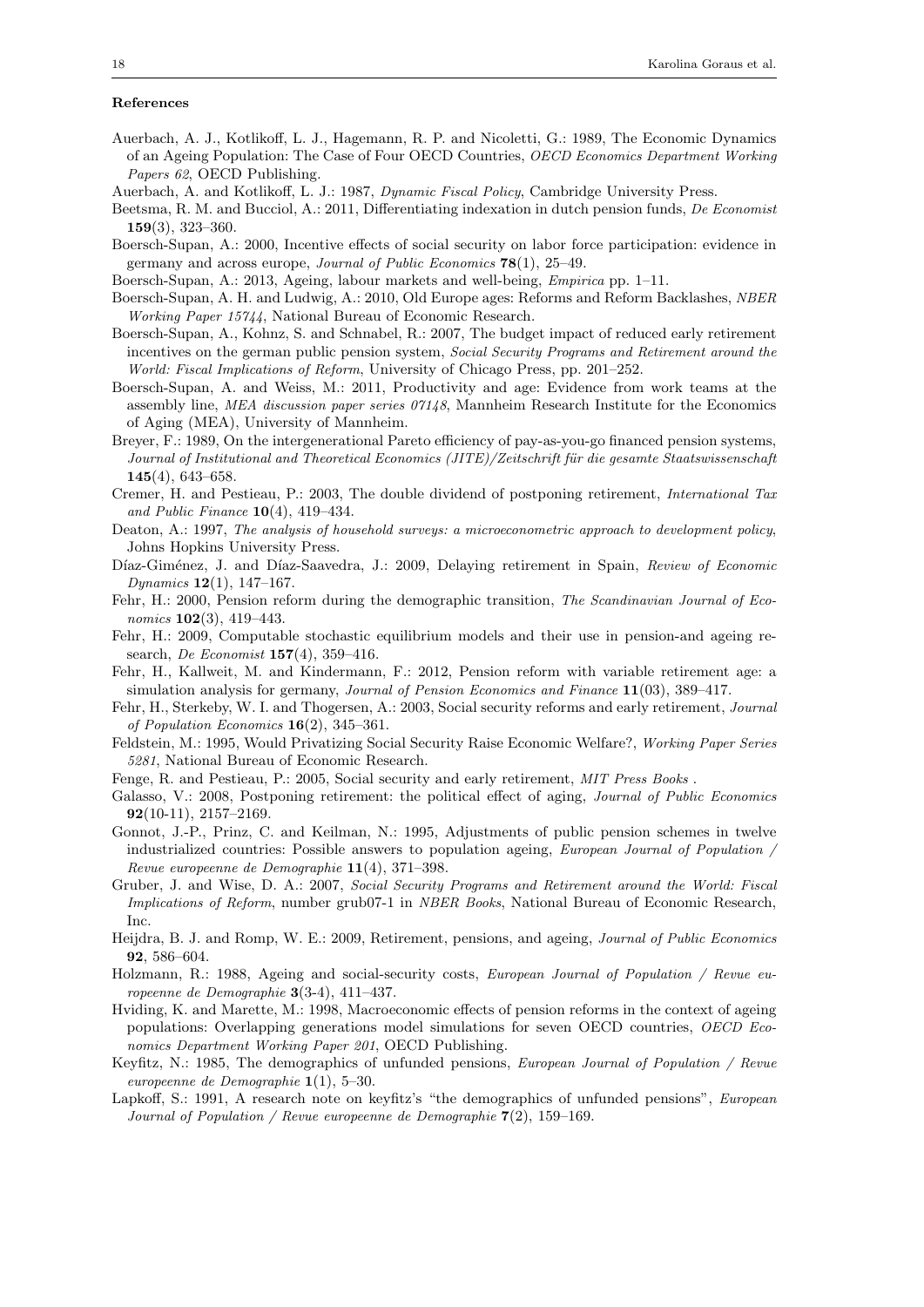#### References

Auerbach, A. J., Kotlikoff, L. J., Hagemann, R. P. and Nicoletti, G.: 1989, The Economic Dynamics of an Ageing Population: The Case of Four OECD Countries, *OECD Economics Department Working Papers 62*, OECD Publishing.

Auerbach, A. and Kotlikoff, L. J.: 1987, *Dynamic Fiscal Policy*, Cambridge University Press.

Beetsma, R. M. and Bucciol, A.: 2011, Differentiating indexation in dutch pension funds, *De Economist* **159**(3), 323–360.

Boersch-Supan, A.: 2000, Incentive effects of social security on labor force participation: evidence in germany and across europe, *Journal of Public Economics* **78**(1), 25–49.

Boersch-Supan, A.: 2013, Ageing, labour markets and well-being, *Empirica* pp. 1–11.

Boersch-Supan, A. H. and Ludwig, A.: 2010, Old Europe ages: Reforms and Reform Backlashes, *NBER Working Paper 15744*, National Bureau of Economic Research.

Boersch-Supan, A., Kohnz, S. and Schnabel, R.: 2007, The budget impact of reduced early retirement incentives on the german public pension system, *Social Security Programs and Retirement around the World: Fiscal Implications of Reform*, University of Chicago Press, pp. 201–252.

Boersch-Supan, A. and Weiss, M.: 2011, Productivity and age: Evidence from work teams at the assembly line, *MEA discussion paper series 07148*, Mannheim Research Institute for the Economics of Aging (MEA), University of Mannheim.

Breyer, F.: 1989, On the intergenerational Pareto efficiency of pay-as-you-go financed pension systems, *Journal of Institutional and Theoretical Economics (JITE)/Zeitschrift für die gesamte Staatswissenschaft* **145**(4), 643–658.

Cremer, H. and Pestieau, P.: 2003, The double dividend of postponing retirement, *International Tax and Public Finance* **10**(4), 419–434.

Deaton, A.: 1997, *The analysis of household surveys: a microeconometric approach to development policy*, Johns Hopkins University Press.

Díaz-Giménez, J. and Díaz-Saavedra, J.: 2009, Delaying retirement in Spain, *Review of Economic Dynamics* **12**(1), 147–167.

Fehr, H.: 2000, Pension reform during the demographic transition, *The Scandinavian Journal of Economics* **102**(3), 419–443.

Fehr, H.: 2009, Computable stochastic equilibrium models and their use in pension-and ageing research, *De Economist* **157**(4), 359–416.

Fehr, H., Kallweit, M. and Kindermann, F.: 2012, Pension reform with variable retirement age: a simulation analysis for germany, *Journal of Pension Economics and Finance* **11**(03), 389–417.

Fehr, H., Sterkeby, W. I. and Thogersen, A.: 2003, Social security reforms and early retirement, *Journal of Population Economics* **16**(2), 345–361.

Feldstein, M.: 1995, Would Privatizing Social Security Raise Economic Welfare?, *Working Paper Series 5281*, National Bureau of Economic Research.

Fenge, R. and Pestieau, P.: 2005, Social security and early retirement, *MIT Press Books* .

Galasso, V.: 2008, Postponing retirement: the political effect of aging, *Journal of Public Economics* **92**(10-11), 2157–2169.

Gonnot, J.-P., Prinz, C. and Keilman, N.: 1995, Adjustments of public pension schemes in twelve industrialized countries: Possible answers to population ageing, *European Journal of Population / Revue europeenne de Demographie* **11**(4), 371–398.

Gruber, J. and Wise, D. A.: 2007, *Social Security Programs and Retirement around the World: Fiscal Implications of Reform*, number grub07-1 in *NBER Books*, National Bureau of Economic Research, Inc.

Heijdra, B. J. and Romp, W. E.: 2009, Retirement, pensions, and ageing, *Journal of Public Economics* **92**, 586–604.

Holzmann, R.: 1988, Ageing and social-security costs, *European Journal of Population / Revue europeenne de Demographie* **3**(3-4), 411–437.

Hviding, K. and Marette, M.: 1998, Macroeconomic effects of pension reforms in the context of ageing populations: Overlapping generations model simulations for seven OECD countries, *OECD Economics Department Working Paper 201*, OECD Publishing.

Keyfitz, N.: 1985, The demographics of unfunded pensions, *European Journal of Population / Revue europeenne de Demographie* **1**(1), 5–30.

Lapkoff, S.: 1991, A research note on keyfitz's "the demographics of unfunded pensions", *European Journal of Population / Revue europeenne de Demographie* **7**(2), 159–169.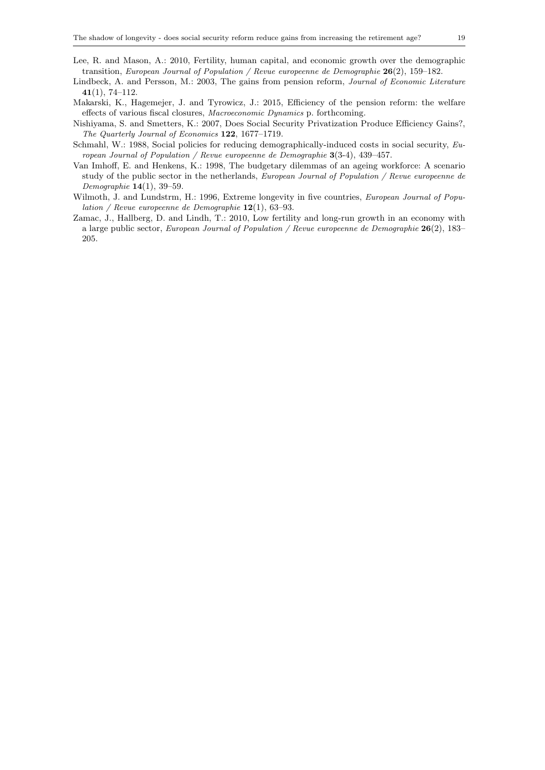Lee, R. and Mason, A.: 2010, Fertility, human capital, and economic growth over the demographic transition, *European Journal of Population / Revue europeenne de Demographie* **26**(2), 159–182.

Lindbeck, A. and Persson, M.: 2003, The gains from pension reform, *Journal of Economic Literature* **41**(1), 74–112.

Makarski, K., Hagemejer, J. and Tyrowicz, J.: 2015, Efficiency of the pension reform: the welfare effects of various fiscal closures, *Macroeconomic Dynamics* p. forthcoming.

Nishiyama, S. and Smetters, K.: 2007, Does Social Security Privatization Produce Efficiency Gains?, *The Quarterly Journal of Economics* **122**, 1677–1719.

Schmahl, W.: 1988, Social policies for reducing demographically-induced costs in social security, *European Journal of Population / Revue europeenne de Demographie* **3**(3-4), 439–457.

Van Imhoff, E. and Henkens, K.: 1998, The budgetary dilemmas of an ageing workforce: A scenario study of the public sector in the netherlands, *European Journal of Population / Revue europeenne de Demographie* **14**(1), 39–59.

Wilmoth, J. and Lundstrm, H.: 1996, Extreme longevity in five countries, *European Journal of Population / Revue europeenne de Demographie* **12**(1), 63–93.

Zamac, J., Hallberg, D. and Lindh, T.: 2010, Low fertility and long-run growth in an economy with a large public sector, *European Journal of Population / Revue europeenne de Demographie* **26**(2), 183–205.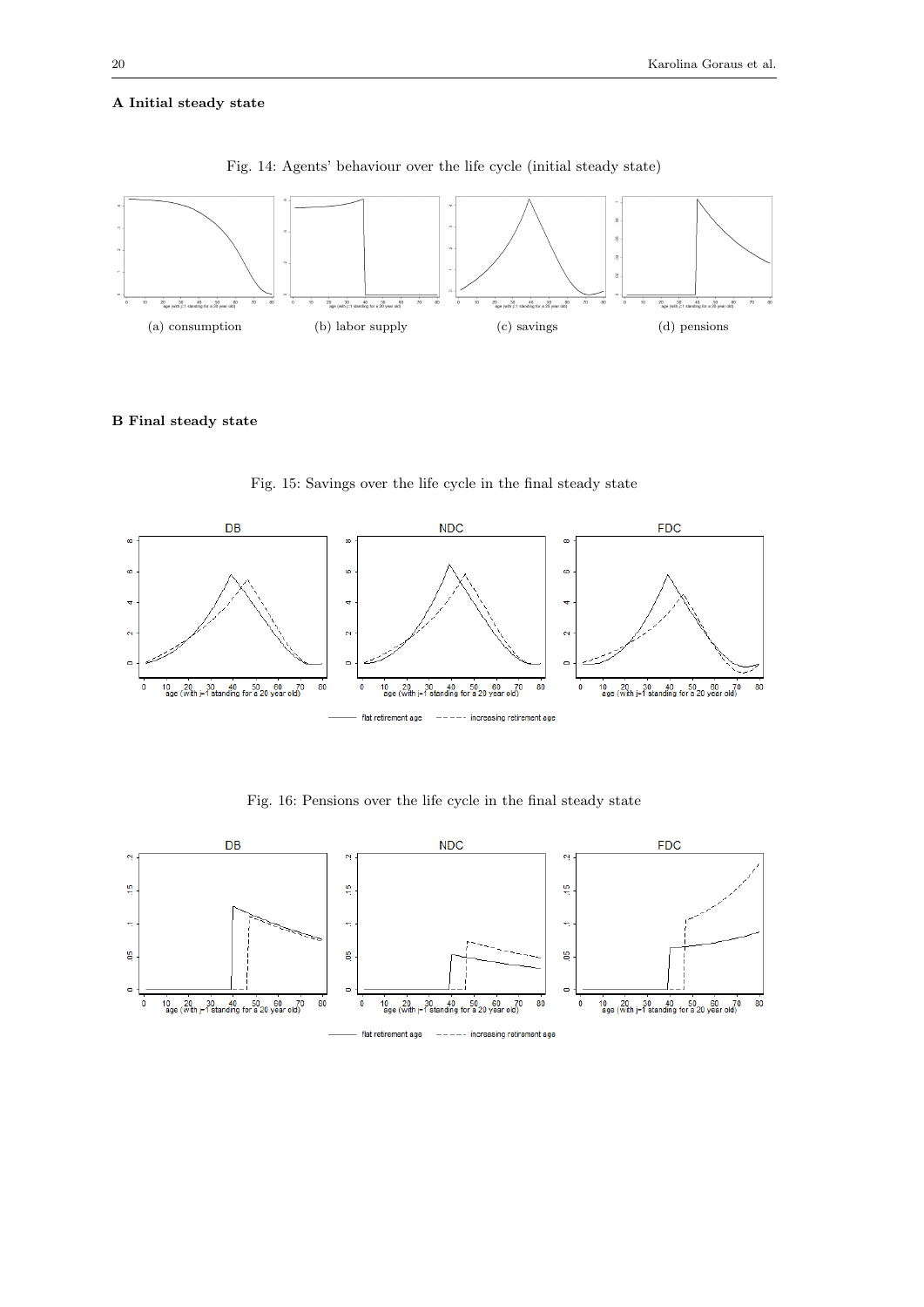## A Initial steady state

Fig. 14: Agents' behaviour over the life cycle (initial steady state)

(a) consumption

(b) labor supply

(c) savings

(d) pensions

## B Final steady state

Fig. 15: Savings over the life cycle in the final steady state

Fig. 16: Pensions over the life cycle in the final steady state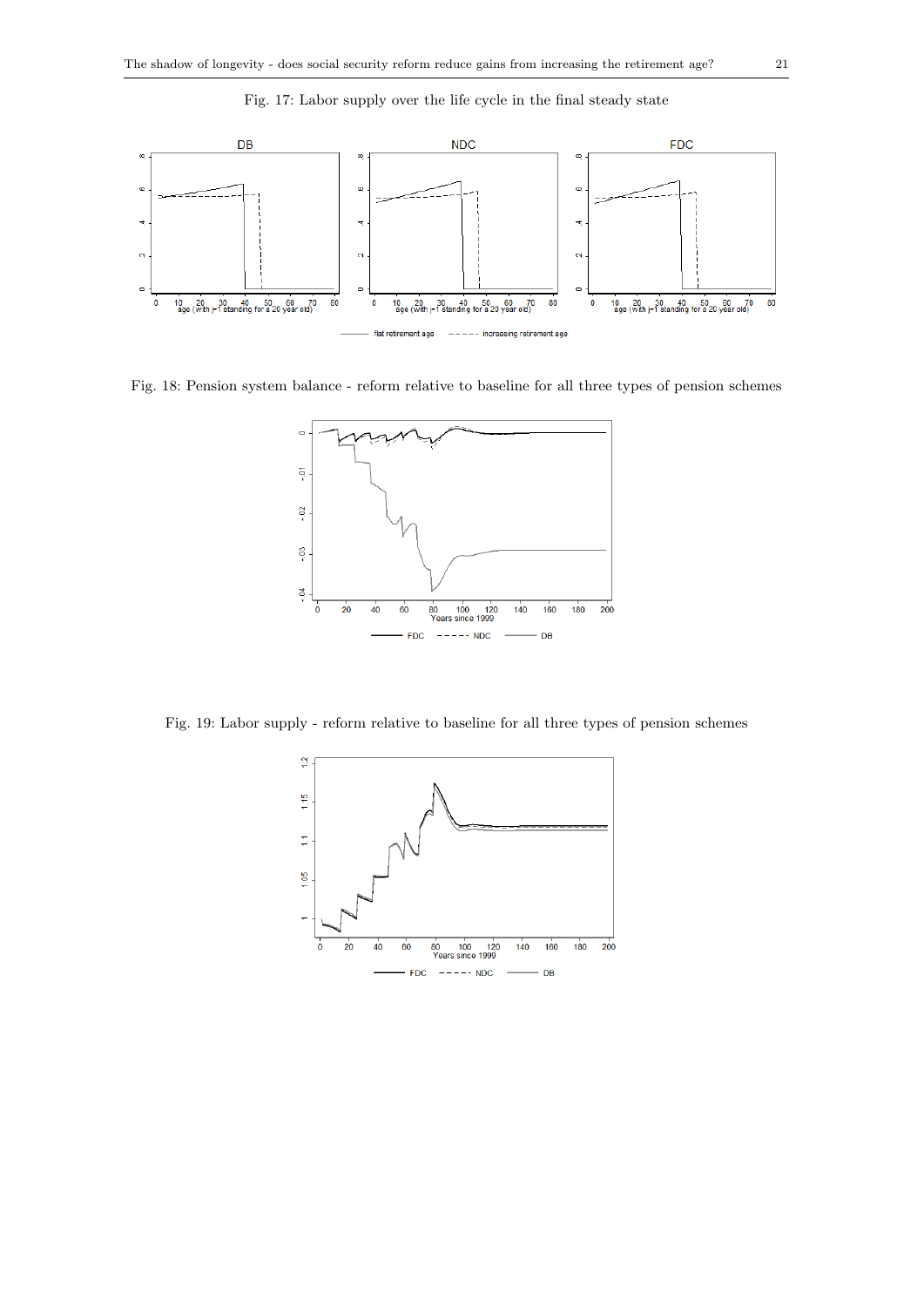Fig. 17: Labor supply over the life cycle in the final steady state

Fig. 18: Pension system balance - reform relative to baseline for all three types of pension schemes

Fig. 19: Labor supply - reform relative to baseline for all three types of pension schemes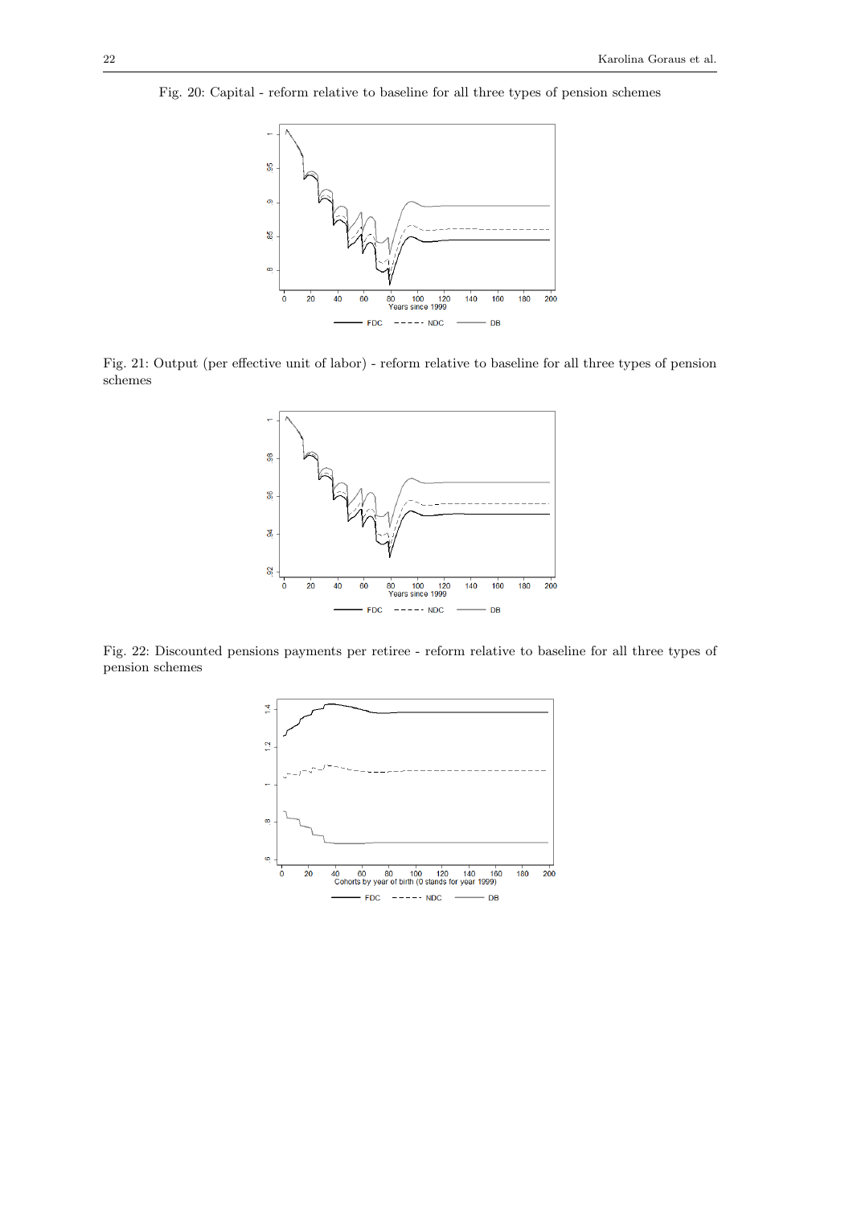Fig. 20: Capital - reform relative to baseline for all three types of pension schemes

Fig. 21: Output (per effective unit of labor) - reform relative to baseline for all three types of pension schemes

Fig. 22: Discounted pensions payments per retiree - reform relative to baseline for all three types of pension schemes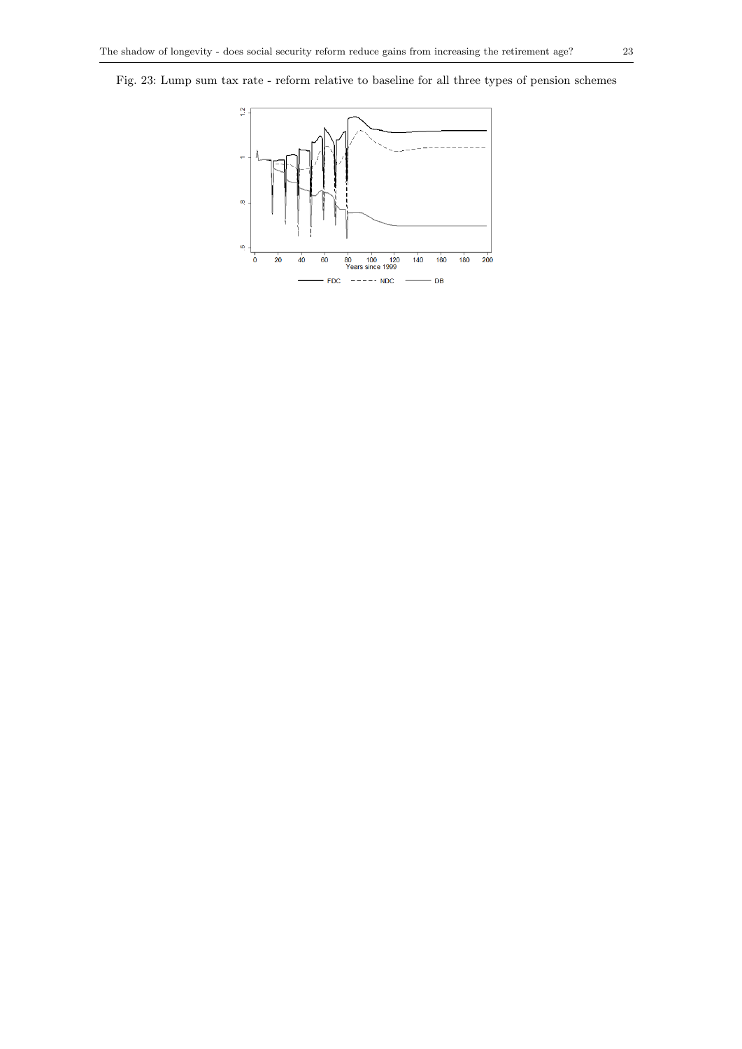Fig. 23: Lump sum tax rate - reform relative to baseline for all three types of pension schemes

.6
.8
1
1.2

0 20 40 60 80 100 120 140 160 180 200

Years since 1999

FDC NDC DB